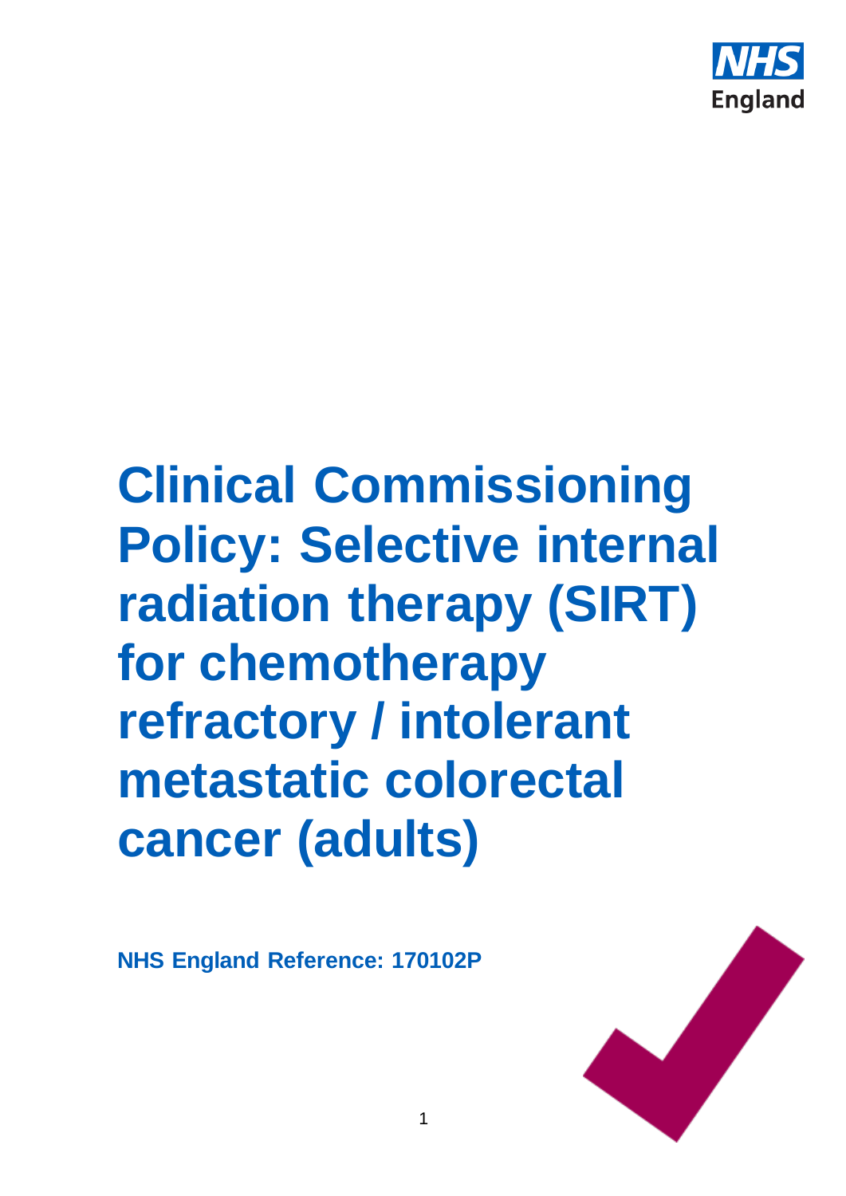# Clinical Commissioning Policy: Selective internal radiation therapy (SIRT) for chemotherapy refractory / intolerant metastatic colorectal cancer (adults)

**NHS England Reference: 170102P**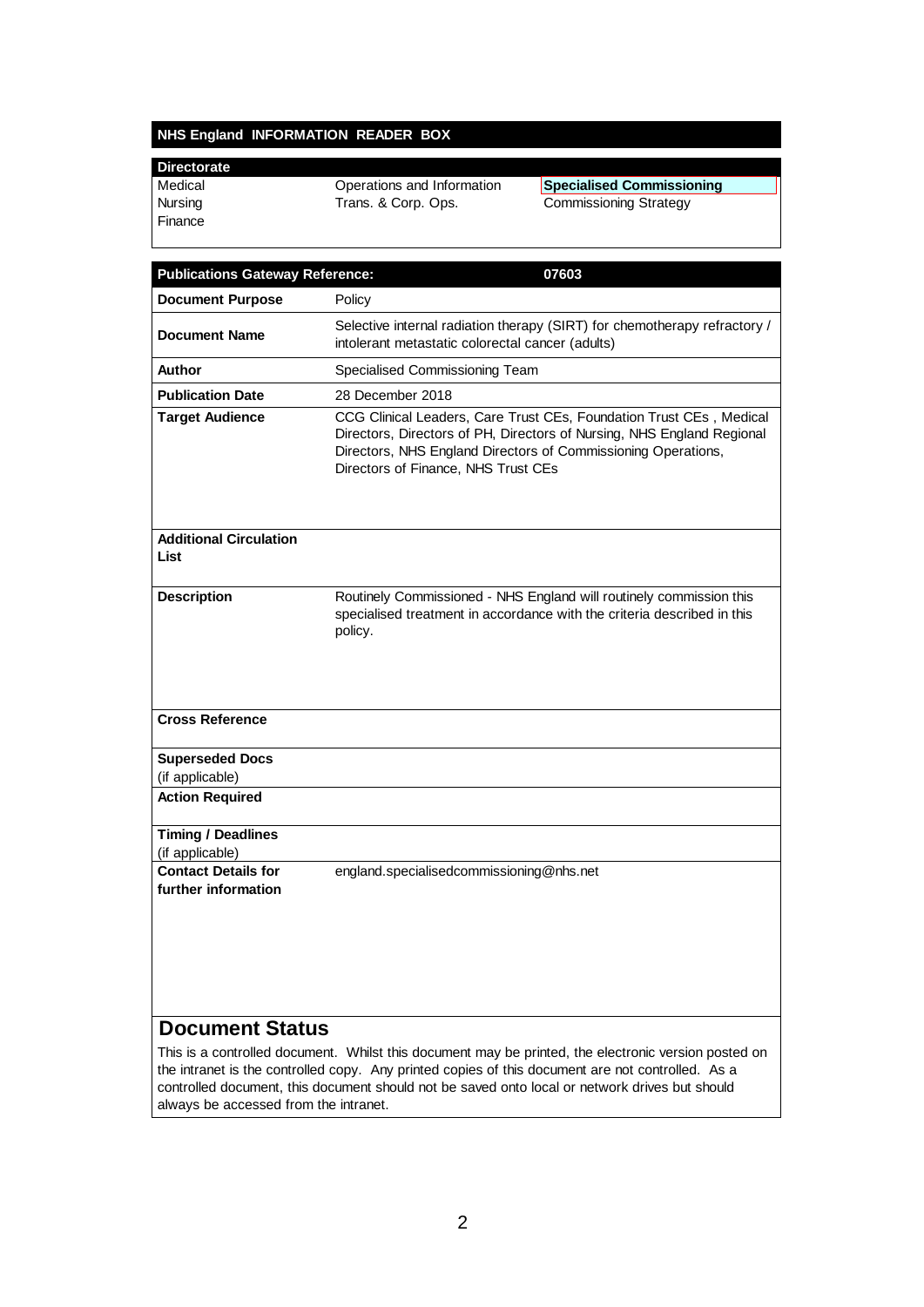## NHS England INFORMATION READER BOX

| Directorate | | |
|---|---|---|
| Medical | Operations and Information | **Specialised Commissioning** |
| Nursing | Trans. & Corp. Ops. | Commissioning Strategy |
| Finance | | |

| **Publications Gateway Reference:** | 07603 |
|---|---|
| **Document Purpose** | Policy |
| **Document Name** | Selective internal radiation therapy (SIRT) for chemotherapy refractory / intolerant metastatic colorectal cancer (adults) |
| **Author** | Specialised Commissioning Team |
| **Publication Date** | 28 December 2018 |
| **Target Audience** | CCG Clinical Leaders, Care Trust CEs, Foundation Trust CEs , Medical Directors, Directors of PH, Directors of Nursing, NHS England Regional Directors, NHS England Directors of Commissioning Operations, Directors of Finance, NHS Trust CEs |
| **Additional Circulation List** | |
| **Description** | Routinely Commissioned - NHS England will routinely commission this specialised treatment in accordance with the criteria described in this policy. |
| **Cross Reference** | |
| **Superseded Docs** (if applicable) | |
| **Action Required** | |
| **Timing / Deadlines** (if applicable) | |
| **Contact Details for further information** | england.specialisedcommissioning@nhs.net |

## Document Status

This is a controlled document. Whilst this document may be printed, the electronic version posted on the intranet is the controlled copy. Any printed copies of this document are not controlled. As a controlled document, this document should not be saved onto local or network drives but should always be accessed from the intranet.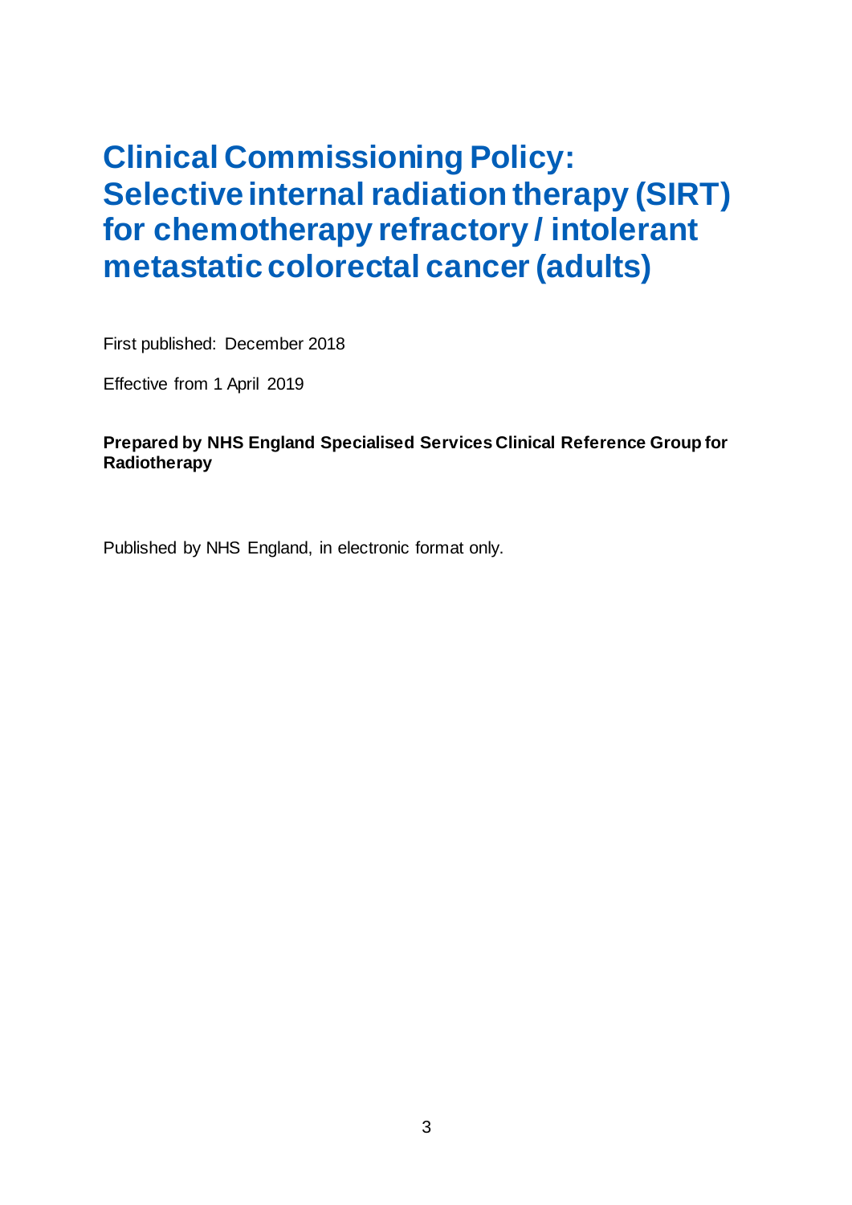# Clinical Commissioning Policy: Selective internal radiation therapy (SIRT) for chemotherapy refractory / intolerant metastatic colorectal cancer (adults)

First published: December 2018

Effective from 1 April 2019

**Prepared by NHS England Specialised Services Clinical Reference Group for Radiotherapy**

Published by NHS England, in electronic format only.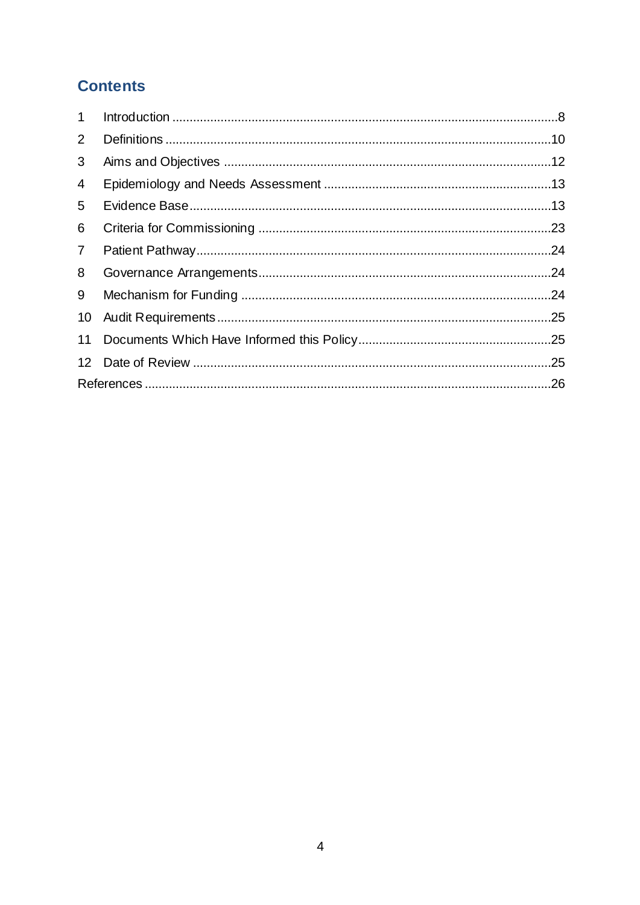## Contents

1 Introduction ... 8
2 Definitions ... 10
3 Aims and Objectives ... 12
4 Epidemiology and Needs Assessment ... 13
5 Evidence Base ... 13
6 Criteria for Commissioning ... 23
7 Patient Pathway ... 24
8 Governance Arrangements ... 24
9 Mechanism for Funding ... 24
10 Audit Requirements ... 25
11 Documents Which Have Informed this Policy ... 25
12 Date of Review ... 25
References ... 26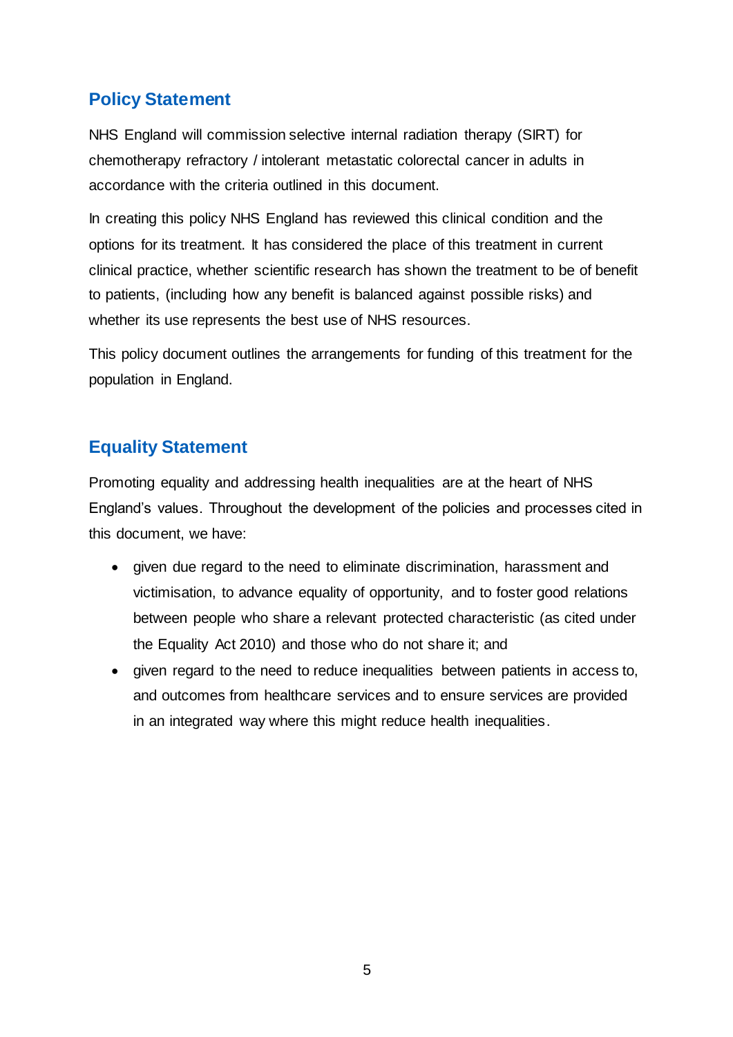## Policy Statement

NHS England will commission selective internal radiation therapy (SIRT) for chemotherapy refractory / intolerant metastatic colorectal cancer in adults in accordance with the criteria outlined in this document.

In creating this policy NHS England has reviewed this clinical condition and the options for its treatment. It has considered the place of this treatment in current clinical practice, whether scientific research has shown the treatment to be of benefit to patients, (including how any benefit is balanced against possible risks) and whether its use represents the best use of NHS resources.

This policy document outlines the arrangements for funding of this treatment for the population in England.

## Equality Statement

Promoting equality and addressing health inequalities are at the heart of NHS England's values. Throughout the development of the policies and processes cited in this document, we have:

- given due regard to the need to eliminate discrimination, harassment and victimisation, to advance equality of opportunity, and to foster good relations between people who share a relevant protected characteristic (as cited under the Equality Act 2010) and those who do not share it; and
- given regard to the need to reduce inequalities between patients in access to, and outcomes from healthcare services and to ensure services are provided in an integrated way where this might reduce health inequalities.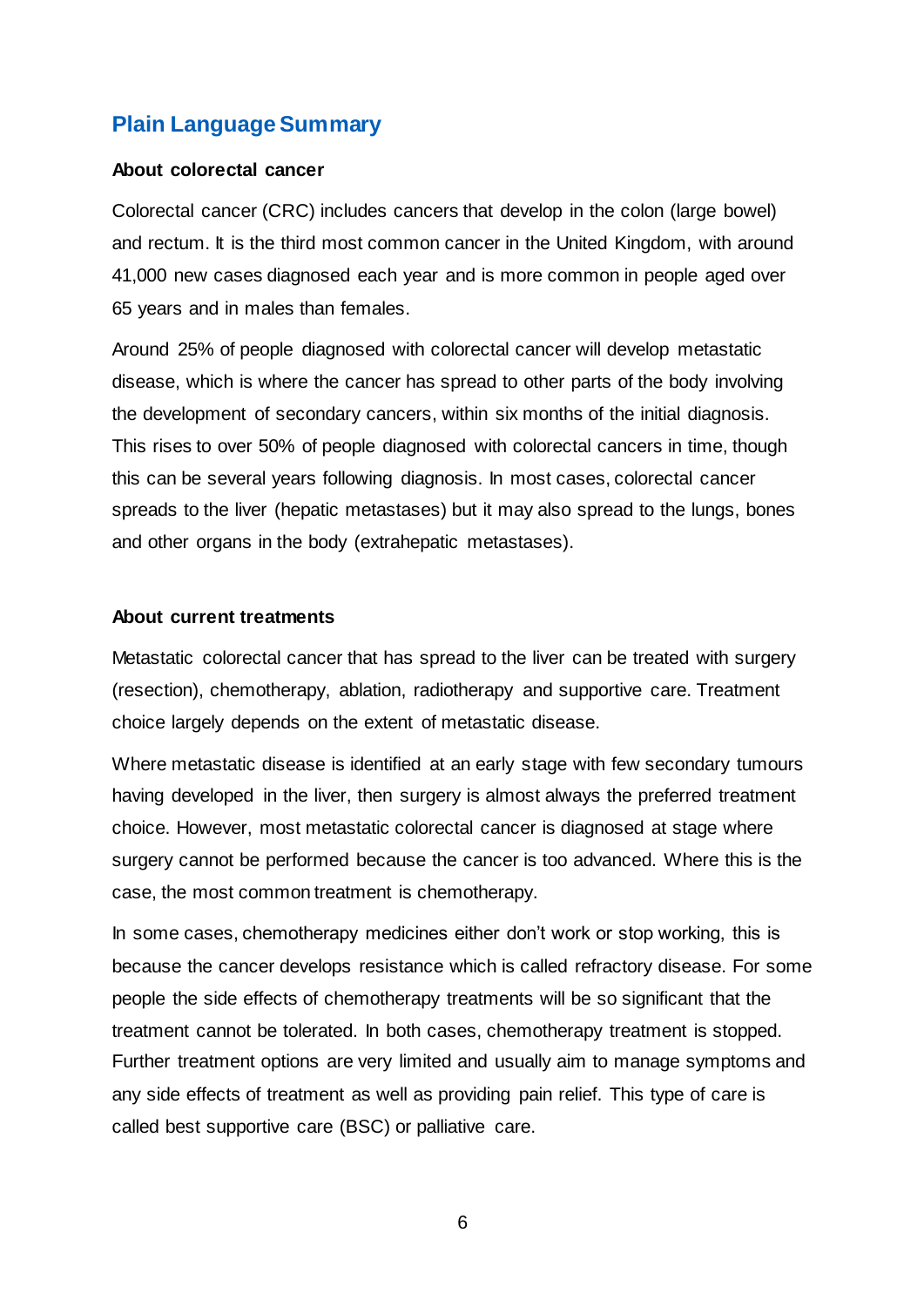## Plain Language Summary

**About colorectal cancer**

Colorectal cancer (CRC) includes cancers that develop in the colon (large bowel) and rectum. It is the third most common cancer in the United Kingdom, with around 41,000 new cases diagnosed each year and is more common in people aged over 65 years and in males than females.

Around 25% of people diagnosed with colorectal cancer will develop metastatic disease, which is where the cancer has spread to other parts of the body involving the development of secondary cancers, within six months of the initial diagnosis. This rises to over 50% of people diagnosed with colorectal cancers in time, though this can be several years following diagnosis. In most cases, colorectal cancer spreads to the liver (hepatic metastases) but it may also spread to the lungs, bones and other organs in the body (extrahepatic metastases).

**About current treatments**

Metastatic colorectal cancer that has spread to the liver can be treated with surgery (resection), chemotherapy, ablation, radiotherapy and supportive care. Treatment choice largely depends on the extent of metastatic disease.

Where metastatic disease is identified at an early stage with few secondary tumours having developed in the liver, then surgery is almost always the preferred treatment choice. However, most metastatic colorectal cancer is diagnosed at stage where surgery cannot be performed because the cancer is too advanced. Where this is the case, the most common treatment is chemotherapy.

In some cases, chemotherapy medicines either don't work or stop working, this is because the cancer develops resistance which is called refractory disease. For some people the side effects of chemotherapy treatments will be so significant that the treatment cannot be tolerated. In both cases, chemotherapy treatment is stopped. Further treatment options are very limited and usually aim to manage symptoms and any side effects of treatment as well as providing pain relief. This type of care is called best supportive care (BSC) or palliative care.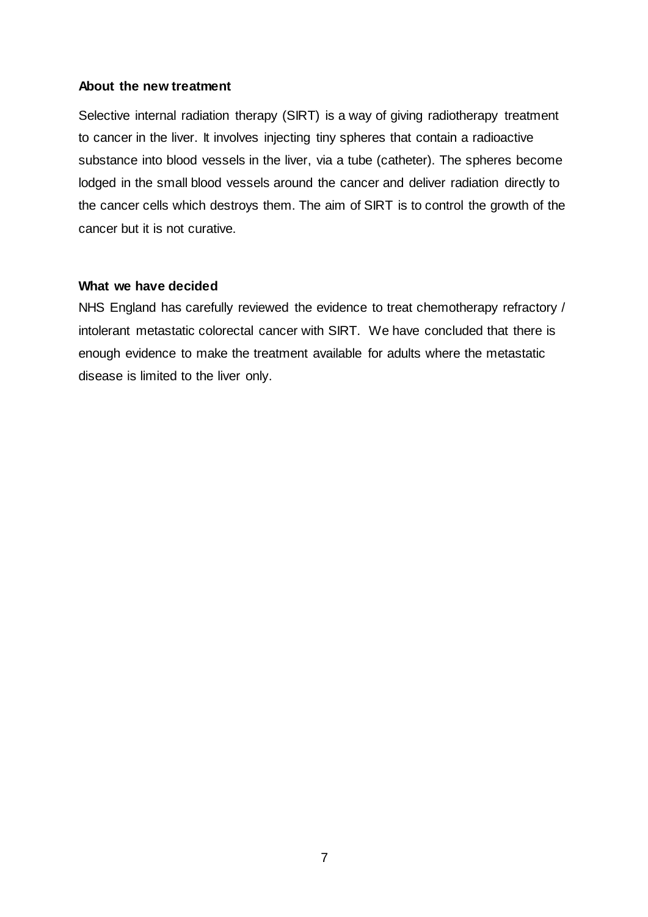**About the new treatment**

Selective internal radiation therapy (SIRT) is a way of giving radiotherapy treatment to cancer in the liver. It involves injecting tiny spheres that contain a radioactive substance into blood vessels in the liver, via a tube (catheter). The spheres become lodged in the small blood vessels around the cancer and deliver radiation directly to the cancer cells which destroys them. The aim of SIRT is to control the growth of the cancer but it is not curative.

**What we have decided**

NHS England has carefully reviewed the evidence to treat chemotherapy refractory / intolerant metastatic colorectal cancer with SIRT. We have concluded that there is enough evidence to make the treatment available for adults where the metastatic disease is limited to the liver only.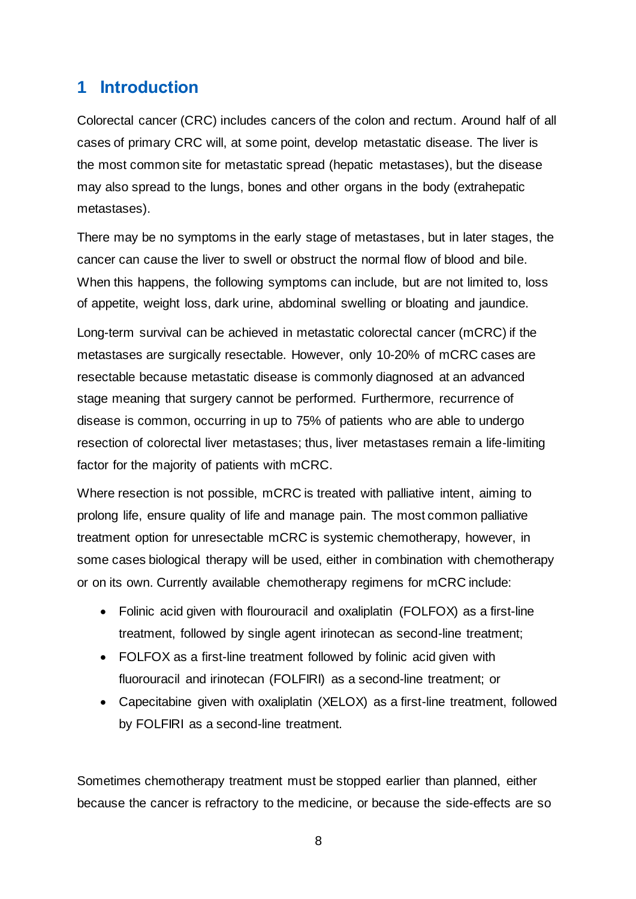# 1 Introduction

Colorectal cancer (CRC) includes cancers of the colon and rectum. Around half of all cases of primary CRC will, at some point, develop metastatic disease. The liver is the most common site for metastatic spread (hepatic metastases), but the disease may also spread to the lungs, bones and other organs in the body (extrahepatic metastases).

There may be no symptoms in the early stage of metastases, but in later stages, the cancer can cause the liver to swell or obstruct the normal flow of blood and bile. When this happens, the following symptoms can include, but are not limited to, loss of appetite, weight loss, dark urine, abdominal swelling or bloating and jaundice.

Long-term survival can be achieved in metastatic colorectal cancer (mCRC) if the metastases are surgically resectable. However, only 10-20% of mCRC cases are resectable because metastatic disease is commonly diagnosed at an advanced stage meaning that surgery cannot be performed. Furthermore, recurrence of disease is common, occurring in up to 75% of patients who are able to undergo resection of colorectal liver metastases; thus, liver metastases remain a life-limiting factor for the majority of patients with mCRC.

Where resection is not possible, mCRC is treated with palliative intent, aiming to prolong life, ensure quality of life and manage pain. The most common palliative treatment option for unresectable mCRC is systemic chemotherapy, however, in some cases biological therapy will be used, either in combination with chemotherapy or on its own. Currently available chemotherapy regimens for mCRC include:

- Folinic acid given with flourouracil and oxaliplatin (FOLFOX) as a first-line treatment, followed by single agent irinotecan as second-line treatment;
- FOLFOX as a first-line treatment followed by folinic acid given with fluorouracil and irinotecan (FOLFIRI) as a second-line treatment; or
- Capecitabine given with oxaliplatin (XELOX) as a first-line treatment, followed by FOLFIRI as a second-line treatment.

Sometimes chemotherapy treatment must be stopped earlier than planned, either because the cancer is refractory to the medicine, or because the side-effects are so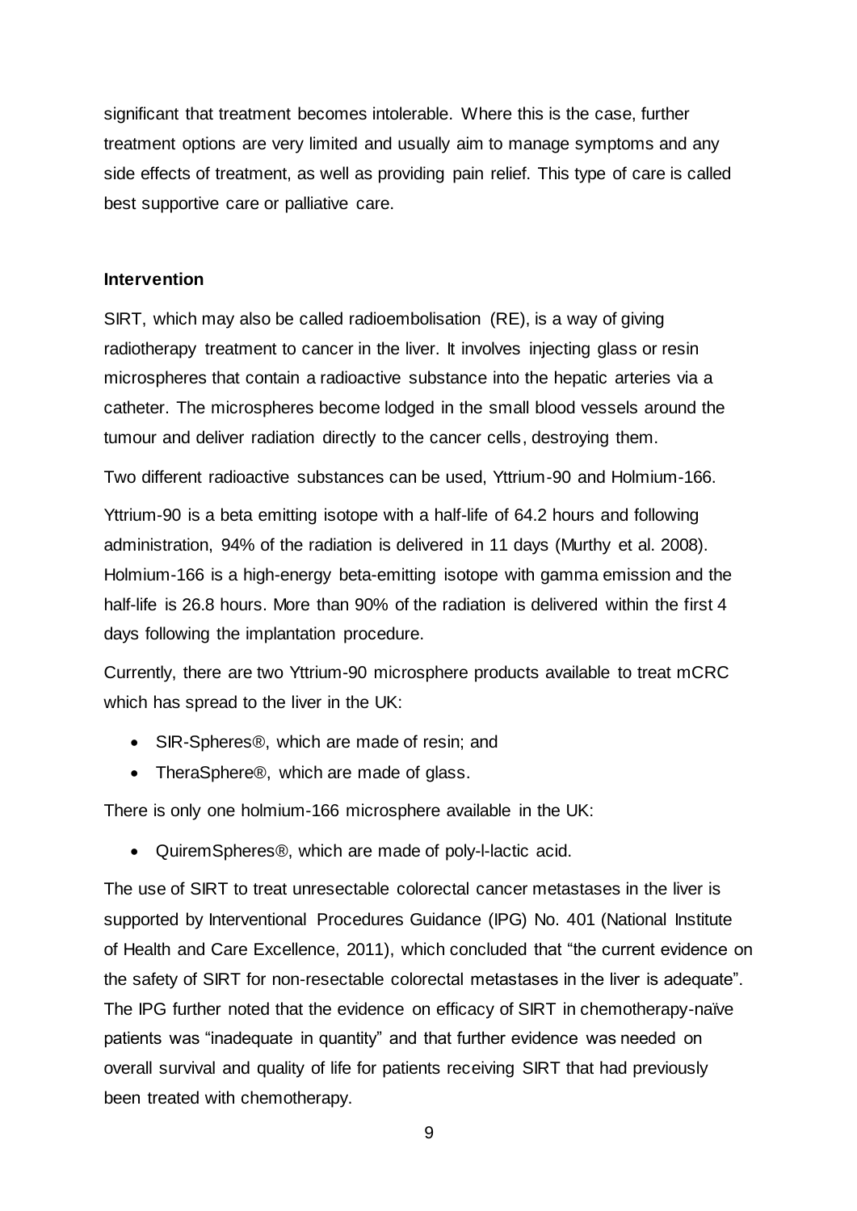significant that treatment becomes intolerable. Where this is the case, further treatment options are very limited and usually aim to manage symptoms and any side effects of treatment, as well as providing pain relief. This type of care is called best supportive care or palliative care.

### Intervention

SIRT, which may also be called radioembolisation (RE), is a way of giving radiotherapy treatment to cancer in the liver. It involves injecting glass or resin microspheres that contain a radioactive substance into the hepatic arteries via a catheter. The microspheres become lodged in the small blood vessels around the tumour and deliver radiation directly to the cancer cells, destroying them.

Two different radioactive substances can be used, Yttrium-90 and Holmium-166.

Yttrium-90 is a beta emitting isotope with a half-life of 64.2 hours and following administration, 94% of the radiation is delivered in 11 days (Murthy et al. 2008). Holmium-166 is a high-energy beta-emitting isotope with gamma emission and the half-life is 26.8 hours. More than 90% of the radiation is delivered within the first 4 days following the implantation procedure.

Currently, there are two Yttrium-90 microsphere products available to treat mCRC which has spread to the liver in the UK:

- SIR-Spheres®, which are made of resin; and
- TheraSphere®, which are made of glass.

There is only one holmium-166 microsphere available in the UK:

- QuiremSpheres®, which are made of poly-l-lactic acid.

The use of SIRT to treat unresectable colorectal cancer metastases in the liver is supported by Interventional Procedures Guidance (IPG) No. 401 (National Institute of Health and Care Excellence, 2011), which concluded that "the current evidence on the safety of SIRT for non-resectable colorectal metastases in the liver is adequate". The IPG further noted that the evidence on efficacy of SIRT in chemotherapy-naïve patients was "inadequate in quantity" and that further evidence was needed on overall survival and quality of life for patients receiving SIRT that had previously been treated with chemotherapy.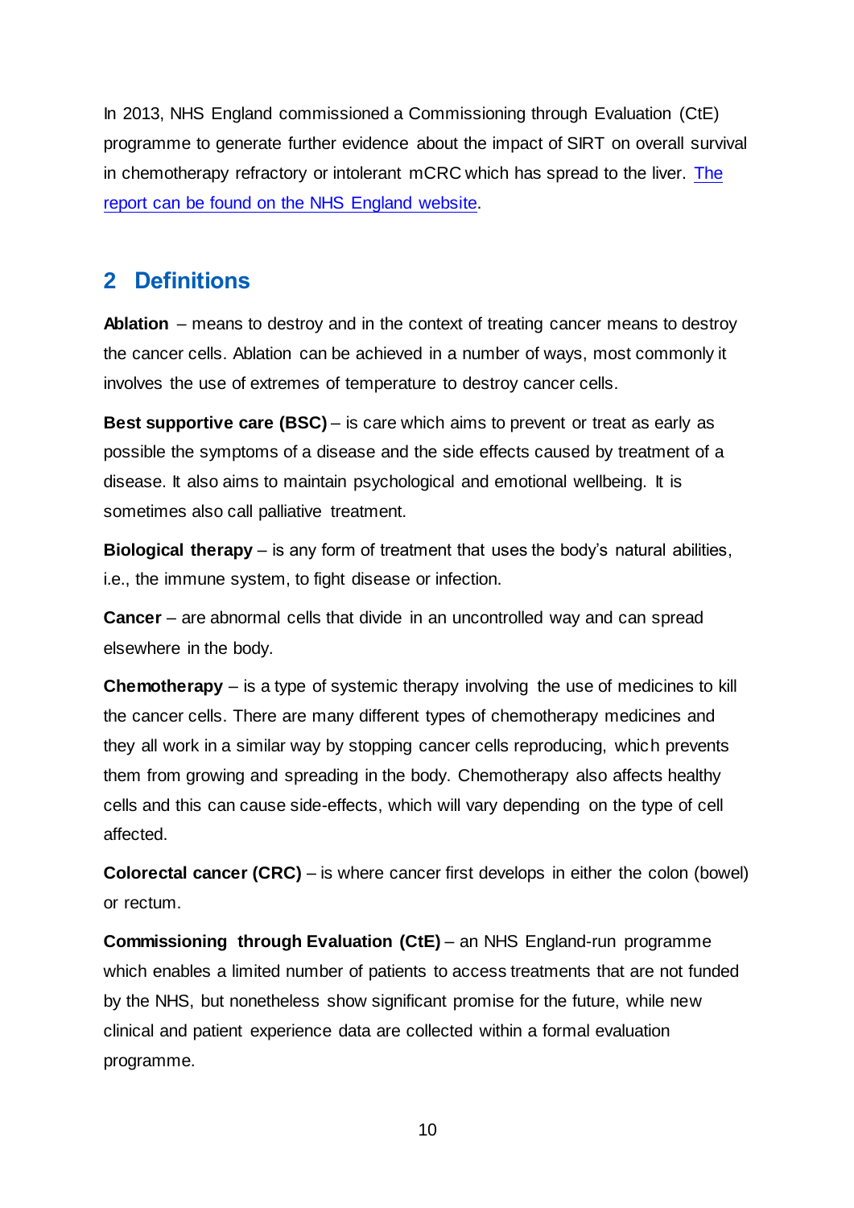In 2013, NHS England commissioned a Commissioning through Evaluation (CtE) programme to generate further evidence about the impact of SIRT on overall survival in chemotherapy refractory or intolerant mCRC which has spread to the liver. [The report can be found on the NHS England website](#).

## 2 Definitions

**Ablation** – means to destroy and in the context of treating cancer means to destroy the cancer cells. Ablation can be achieved in a number of ways, most commonly it involves the use of extremes of temperature to destroy cancer cells.

**Best supportive care (BSC)** – is care which aims to prevent or treat as early as possible the symptoms of a disease and the side effects caused by treatment of a disease. It also aims to maintain psychological and emotional wellbeing. It is sometimes also call palliative treatment.

**Biological therapy** – is any form of treatment that uses the body's natural abilities, i.e., the immune system, to fight disease or infection.

**Cancer** – are abnormal cells that divide in an uncontrolled way and can spread elsewhere in the body.

**Chemotherapy** – is a type of systemic therapy involving the use of medicines to kill the cancer cells. There are many different types of chemotherapy medicines and they all work in a similar way by stopping cancer cells reproducing, which prevents them from growing and spreading in the body. Chemotherapy also affects healthy cells and this can cause side-effects, which will vary depending on the type of cell affected.

**Colorectal cancer (CRC)** – is where cancer first develops in either the colon (bowel) or rectum.

**Commissioning through Evaluation (CtE)** – an NHS England-run programme which enables a limited number of patients to access treatments that are not funded by the NHS, but nonetheless show significant promise for the future, while new clinical and patient experience data are collected within a formal evaluation programme.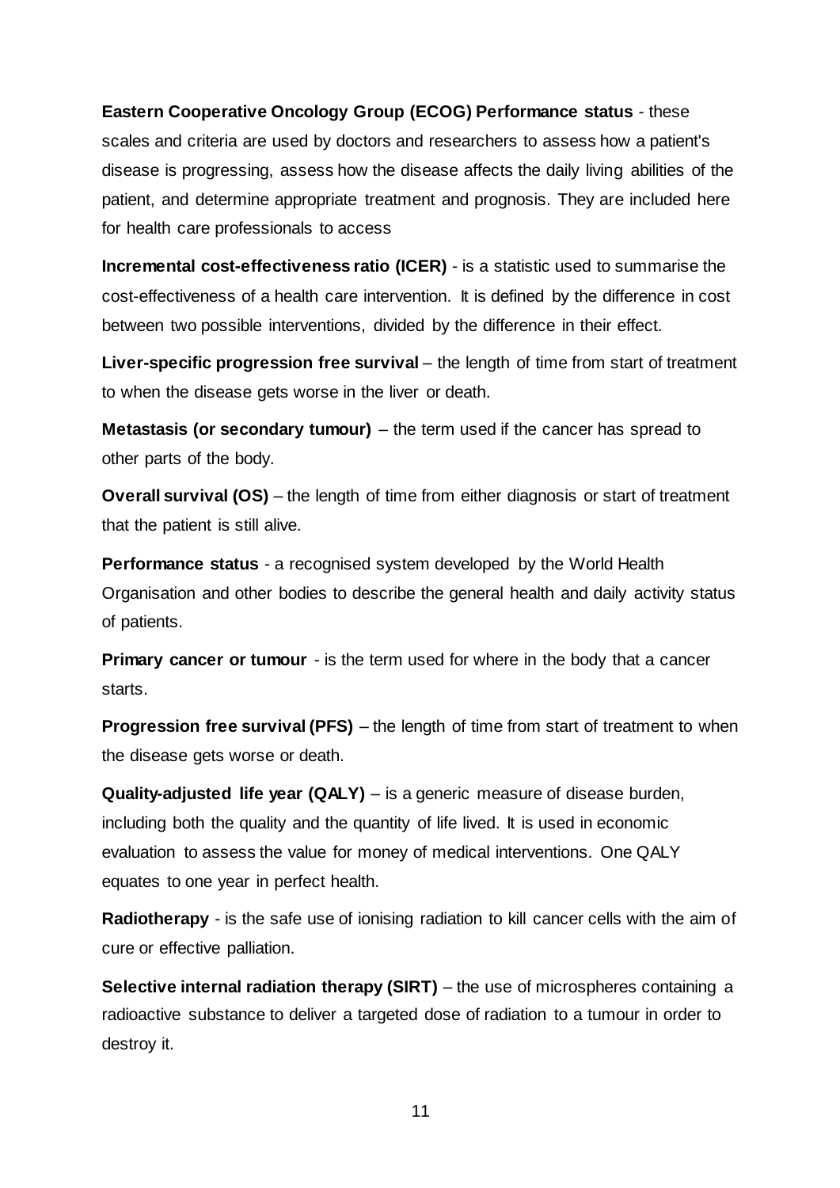**Eastern Cooperative Oncology Group (ECOG) Performance status** - these scales and criteria are used by doctors and researchers to assess how a patient's disease is progressing, assess how the disease affects the daily living abilities of the patient, and determine appropriate treatment and prognosis. They are included here for health care professionals to access

**Incremental cost-effectiveness ratio (ICER)** - is a statistic used to summarise the cost-effectiveness of a health care intervention. It is defined by the difference in cost between two possible interventions, divided by the difference in their effect.

**Liver-specific progression free survival** – the length of time from start of treatment to when the disease gets worse in the liver or death.

**Metastasis (or secondary tumour)** – the term used if the cancer has spread to other parts of the body.

**Overall survival (OS)** – the length of time from either diagnosis or start of treatment that the patient is still alive.

**Performance status** - a recognised system developed by the World Health Organisation and other bodies to describe the general health and daily activity status of patients.

**Primary cancer or tumour** - is the term used for where in the body that a cancer starts.

**Progression free survival (PFS)** – the length of time from start of treatment to when the disease gets worse or death.

**Quality-adjusted life year (QALY)** – is a generic measure of disease burden, including both the quality and the quantity of life lived. It is used in economic evaluation to assess the value for money of medical interventions. One QALY equates to one year in perfect health.

**Radiotherapy** - is the safe use of ionising radiation to kill cancer cells with the aim of cure or effective palliation.

**Selective internal radiation therapy (SIRT)** – the use of microspheres containing a radioactive substance to deliver a targeted dose of radiation to a tumour in order to destroy it.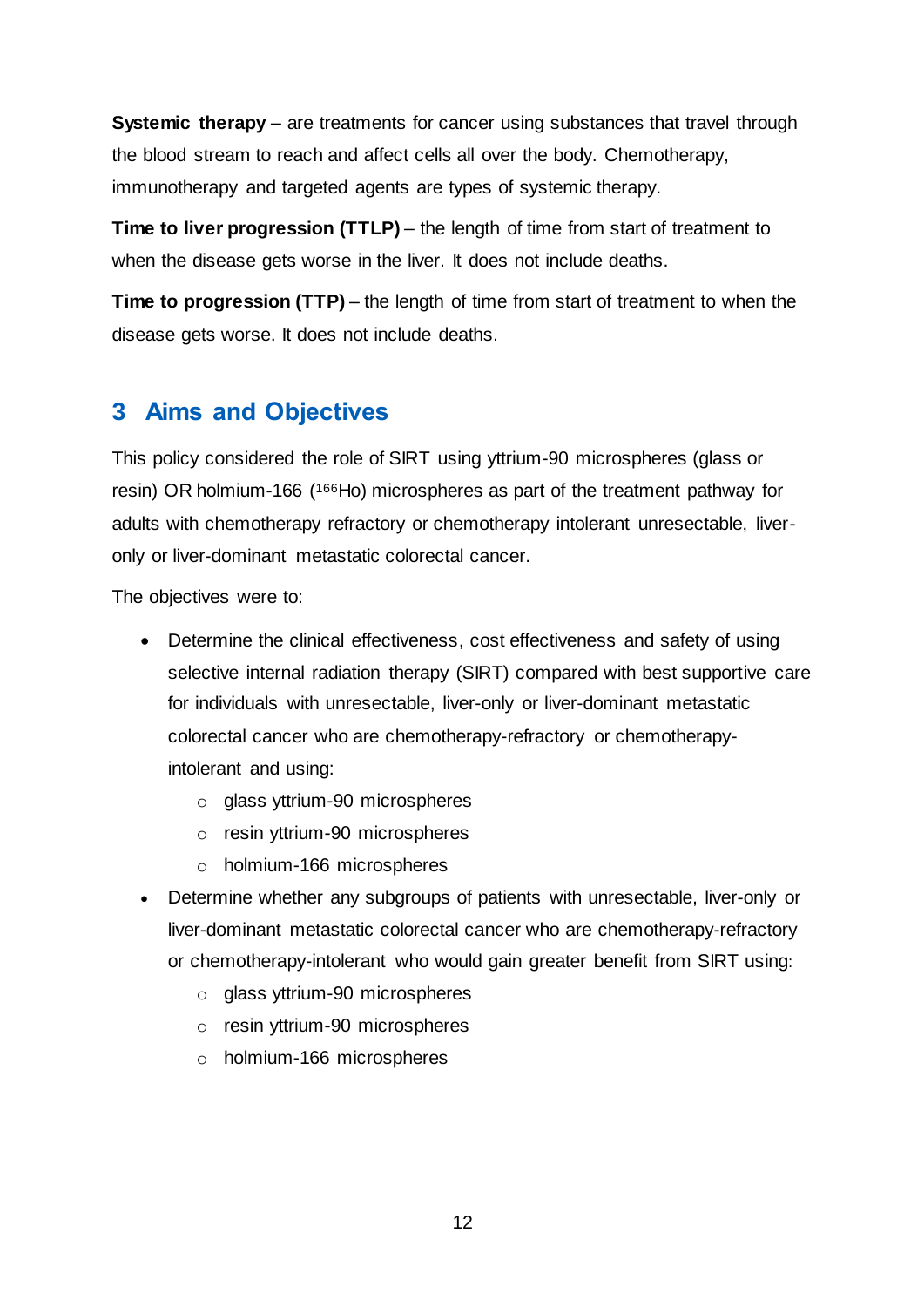**Systemic therapy** – are treatments for cancer using substances that travel through the blood stream to reach and affect cells all over the body. Chemotherapy, immunotherapy and targeted agents are types of systemic therapy.

**Time to liver progression (TTLP)** – the length of time from start of treatment to when the disease gets worse in the liver. It does not include deaths.

**Time to progression (TTP)** – the length of time from start of treatment to when the disease gets worse. It does not include deaths.

## 3 Aims and Objectives

This policy considered the role of SIRT using yttrium-90 microspheres (glass or resin) OR holmium-166 ($^{166}$Ho) microspheres as part of the treatment pathway for adults with chemotherapy refractory or chemotherapy intolerant unresectable, liver-only or liver-dominant metastatic colorectal cancer.

The objectives were to:

- Determine the clinical effectiveness, cost effectiveness and safety of using selective internal radiation therapy (SIRT) compared with best supportive care for individuals with unresectable, liver-only or liver-dominant metastatic colorectal cancer who are chemotherapy-refractory or chemotherapy-intolerant and using:
  - glass yttrium-90 microspheres
  - resin yttrium-90 microspheres
  - holmium-166 microspheres
- Determine whether any subgroups of patients with unresectable, liver-only or liver-dominant metastatic colorectal cancer who are chemotherapy-refractory or chemotherapy-intolerant who would gain greater benefit from SIRT using:
  - glass yttrium-90 microspheres
  - resin yttrium-90 microspheres
  - holmium-166 microspheres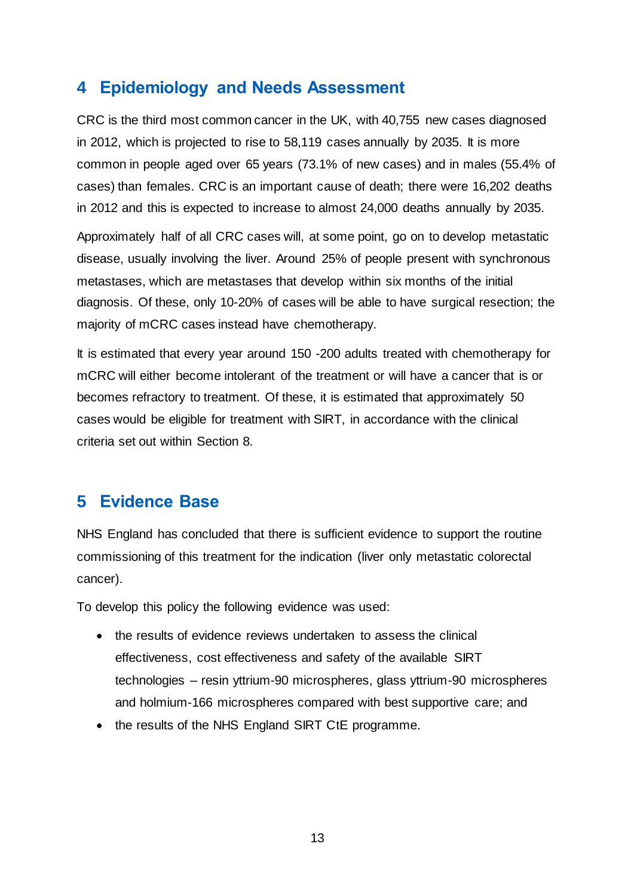## 4 Epidemiology and Needs Assessment

CRC is the third most common cancer in the UK, with 40,755 new cases diagnosed in 2012, which is projected to rise to 58,119 cases annually by 2035. It is more common in people aged over 65 years (73.1% of new cases) and in males (55.4% of cases) than females. CRC is an important cause of death; there were 16,202 deaths in 2012 and this is expected to increase to almost 24,000 deaths annually by 2035.

Approximately half of all CRC cases will, at some point, go on to develop metastatic disease, usually involving the liver. Around 25% of people present with synchronous metastases, which are metastases that develop within six months of the initial diagnosis. Of these, only 10-20% of cases will be able to have surgical resection; the majority of mCRC cases instead have chemotherapy.

It is estimated that every year around 150 -200 adults treated with chemotherapy for mCRC will either become intolerant of the treatment or will have a cancer that is or becomes refractory to treatment. Of these, it is estimated that approximately 50 cases would be eligible for treatment with SIRT, in accordance with the clinical criteria set out within Section 8.

## 5 Evidence Base

NHS England has concluded that there is sufficient evidence to support the routine commissioning of this treatment for the indication (liver only metastatic colorectal cancer).

To develop this policy the following evidence was used:

- the results of evidence reviews undertaken to assess the clinical effectiveness, cost effectiveness and safety of the available SIRT technologies – resin yttrium-90 microspheres, glass yttrium-90 microspheres and holmium-166 microspheres compared with best supportive care; and
- the results of the NHS England SIRT CtE programme.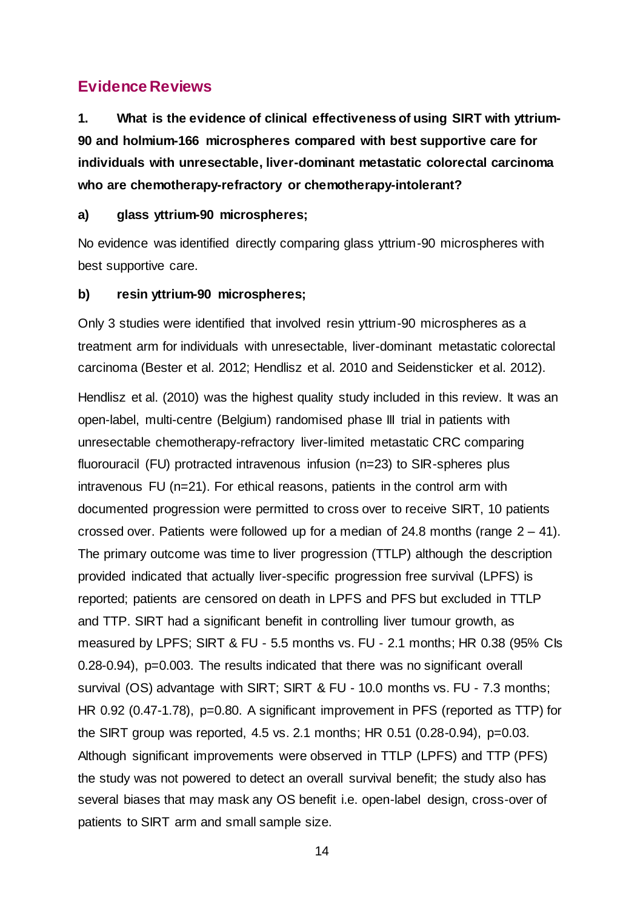## Evidence Reviews

**1. What is the evidence of clinical effectiveness of using SIRT with yttrium-90 and holmium-166 microspheres compared with best supportive care for individuals with unresectable, liver-dominant metastatic colorectal carcinoma who are chemotherapy-refractory or chemotherapy-intolerant?**

**a) glass yttrium-90 microspheres;**

No evidence was identified directly comparing glass yttrium-90 microspheres with best supportive care.

**b) resin yttrium-90 microspheres;**

Only 3 studies were identified that involved resin yttrium-90 microspheres as a treatment arm for individuals with unresectable, liver-dominant metastatic colorectal carcinoma (Bester et al. 2012; Hendlisz et al. 2010 and Seidensticker et al. 2012).

Hendlisz et al. (2010) was the highest quality study included in this review. It was an open-label, multi-centre (Belgium) randomised phase III trial in patients with unresectable chemotherapy-refractory liver-limited metastatic CRC comparing fluorouracil (FU) protracted intravenous infusion (n=23) to SIR-spheres plus intravenous FU (n=21). For ethical reasons, patients in the control arm with documented progression were permitted to cross over to receive SIRT, 10 patients crossed over. Patients were followed up for a median of 24.8 months (range 2 – 41). The primary outcome was time to liver progression (TTLP) although the description provided indicated that actually liver-specific progression free survival (LPFS) is reported; patients are censored on death in LPFS and PFS but excluded in TTLP and TTP. SIRT had a significant benefit in controlling liver tumour growth, as measured by LPFS; SIRT & FU - 5.5 months vs. FU - 2.1 months; HR 0.38 (95% CIs 0.28-0.94), p=0.003. The results indicated that there was no significant overall survival (OS) advantage with SIRT; SIRT & FU - 10.0 months vs. FU - 7.3 months; HR 0.92 (0.47-1.78), p=0.80. A significant improvement in PFS (reported as TTP) for the SIRT group was reported, 4.5 vs. 2.1 months; HR 0.51 (0.28-0.94), p=0.03. Although significant improvements were observed in TTLP (LPFS) and TTP (PFS) the study was not powered to detect an overall survival benefit; the study also has several biases that may mask any OS benefit i.e. open-label design, cross-over of patients to SIRT arm and small sample size.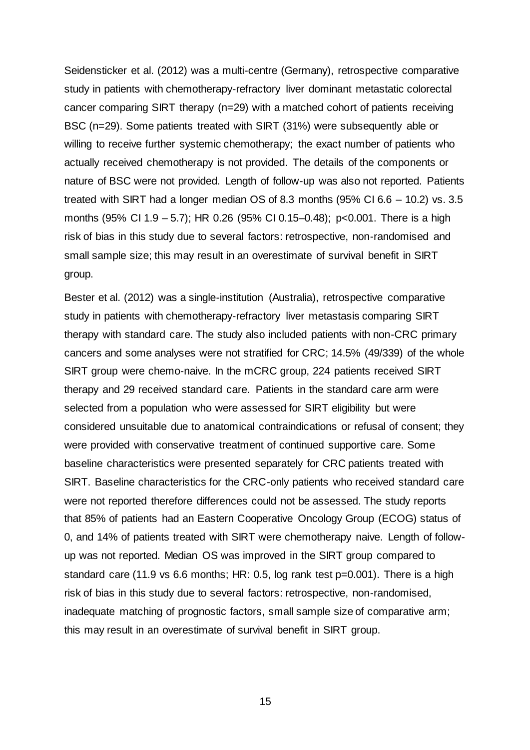Seidensticker et al. (2012) was a multi-centre (Germany), retrospective comparative study in patients with chemotherapy-refractory liver dominant metastatic colorectal cancer comparing SIRT therapy (n=29) with a matched cohort of patients receiving BSC (n=29). Some patients treated with SIRT (31%) were subsequently able or willing to receive further systemic chemotherapy; the exact number of patients who actually received chemotherapy is not provided. The details of the components or nature of BSC were not provided. Length of follow-up was also not reported. Patients treated with SIRT had a longer median OS of 8.3 months (95% CI 6.6 – 10.2) vs. 3.5 months (95% CI 1.9 – 5.7); HR 0.26 (95% CI 0.15–0.48); p<0.001. There is a high risk of bias in this study due to several factors: retrospective, non-randomised and small sample size; this may result in an overestimate of survival benefit in SIRT group.

Bester et al. (2012) was a single-institution (Australia), retrospective comparative study in patients with chemotherapy-refractory liver metastasis comparing SIRT therapy with standard care. The study also included patients with non-CRC primary cancers and some analyses were not stratified for CRC; 14.5% (49/339) of the whole SIRT group were chemo-naive. In the mCRC group, 224 patients received SIRT therapy and 29 received standard care. Patients in the standard care arm were selected from a population who were assessed for SIRT eligibility but were considered unsuitable due to anatomical contraindications or refusal of consent; they were provided with conservative treatment of continued supportive care. Some baseline characteristics were presented separately for CRC patients treated with SIRT. Baseline characteristics for the CRC-only patients who received standard care were not reported therefore differences could not be assessed. The study reports that 85% of patients had an Eastern Cooperative Oncology Group (ECOG) status of 0, and 14% of patients treated with SIRT were chemotherapy naive. Length of follow-up was not reported. Median OS was improved in the SIRT group compared to standard care (11.9 vs 6.6 months; HR: 0.5, log rank test p=0.001). There is a high risk of bias in this study due to several factors: retrospective, non-randomised, inadequate matching of prognostic factors, small sample size of comparative arm; this may result in an overestimate of survival benefit in SIRT group.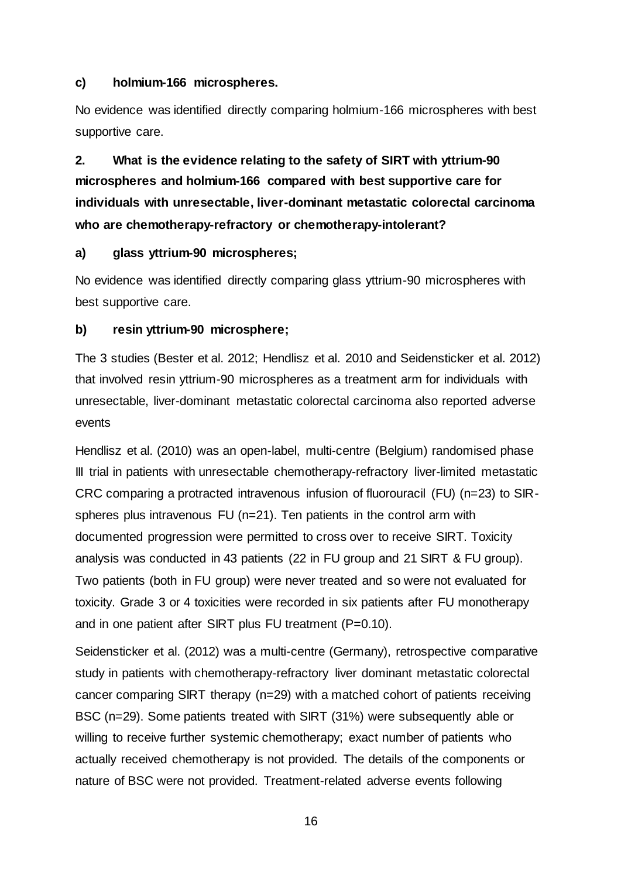**c) holmium-166 microspheres.**

No evidence was identified directly comparing holmium-166 microspheres with best supportive care.

**2. What is the evidence relating to the safety of SIRT with yttrium-90 microspheres and holmium-166 compared with best supportive care for individuals with unresectable, liver-dominant metastatic colorectal carcinoma who are chemotherapy-refractory or chemotherapy-intolerant?**

**a) glass yttrium-90 microspheres;**

No evidence was identified directly comparing glass yttrium-90 microspheres with best supportive care.

**b) resin yttrium-90 microsphere;**

The 3 studies (Bester et al. 2012; Hendlisz et al. 2010 and Seidensticker et al. 2012) that involved resin yttrium-90 microspheres as a treatment arm for individuals with unresectable, liver-dominant metastatic colorectal carcinoma also reported adverse events

Hendlisz et al. (2010) was an open-label, multi-centre (Belgium) randomised phase III trial in patients with unresectable chemotherapy-refractory liver-limited metastatic CRC comparing a protracted intravenous infusion of fluorouracil (FU) (n=23) to SIR-spheres plus intravenous FU (n=21). Ten patients in the control arm with documented progression were permitted to cross over to receive SIRT. Toxicity analysis was conducted in 43 patients (22 in FU group and 21 SIRT & FU group). Two patients (both in FU group) were never treated and so were not evaluated for toxicity. Grade 3 or 4 toxicities were recorded in six patients after FU monotherapy and in one patient after SIRT plus FU treatment (P=0.10).

Seidensticker et al. (2012) was a multi-centre (Germany), retrospective comparative study in patients with chemotherapy-refractory liver dominant metastatic colorectal cancer comparing SIRT therapy (n=29) with a matched cohort of patients receiving BSC (n=29). Some patients treated with SIRT (31%) were subsequently able or willing to receive further systemic chemotherapy; exact number of patients who actually received chemotherapy is not provided. The details of the components or nature of BSC were not provided. Treatment-related adverse events following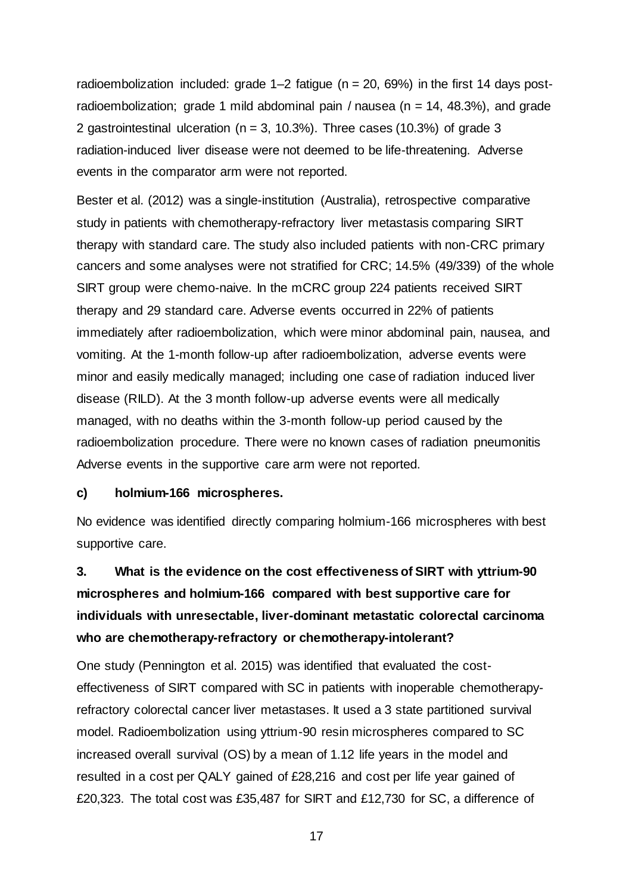radioembolization included: grade 1–2 fatigue (n = 20, 69%) in the first 14 days post-radioembolization; grade 1 mild abdominal pain / nausea (n = 14, 48.3%), and grade 2 gastrointestinal ulceration (n = 3, 10.3%). Three cases (10.3%) of grade 3 radiation-induced liver disease were not deemed to be life-threatening. Adverse events in the comparator arm were not reported.

Bester et al. (2012) was a single-institution (Australia), retrospective comparative study in patients with chemotherapy-refractory liver metastasis comparing SIRT therapy with standard care. The study also included patients with non-CRC primary cancers and some analyses were not stratified for CRC; 14.5% (49/339) of the whole SIRT group were chemo-naive. In the mCRC group 224 patients received SIRT therapy and 29 standard care. Adverse events occurred in 22% of patients immediately after radioembolization, which were minor abdominal pain, nausea, and vomiting. At the 1-month follow-up after radioembolization, adverse events were minor and easily medically managed; including one case of radiation induced liver disease (RILD). At the 3 month follow-up adverse events were all medically managed, with no deaths within the 3-month follow-up period caused by the radioembolization procedure. There were no known cases of radiation pneumonitis Adverse events in the supportive care arm were not reported.

#### c) holmium-166 microspheres.

No evidence was identified directly comparing holmium-166 microspheres with best supportive care.

### 3. What is the evidence on the cost effectiveness of SIRT with yttrium-90 microspheres and holmium-166 compared with best supportive care for individuals with unresectable, liver-dominant metastatic colorectal carcinoma who are chemotherapy-refractory or chemotherapy-intolerant?

One study (Pennington et al. 2015) was identified that evaluated the cost-effectiveness of SIRT compared with SC in patients with inoperable chemotherapy-refractory colorectal cancer liver metastases. It used a 3 state partitioned survival model. Radioembolization using yttrium-90 resin microspheres compared to SC increased overall survival (OS) by a mean of 1.12 life years in the model and resulted in a cost per QALY gained of £28,216 and cost per life year gained of £20,323. The total cost was £35,487 for SIRT and £12,730 for SC, a difference of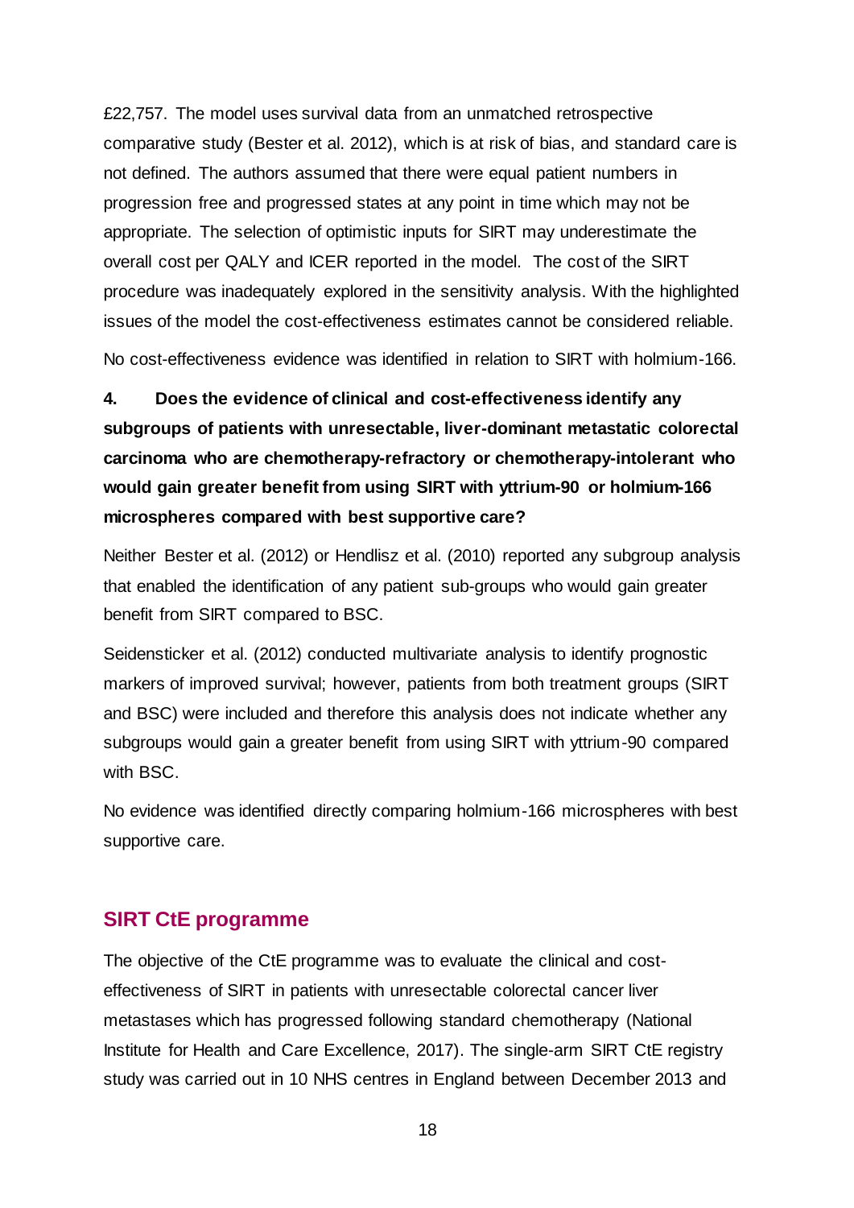£22,757. The model uses survival data from an unmatched retrospective comparative study (Bester et al. 2012), which is at risk of bias, and standard care is not defined. The authors assumed that there were equal patient numbers in progression free and progressed states at any point in time which may not be appropriate. The selection of optimistic inputs for SIRT may underestimate the overall cost per QALY and ICER reported in the model. The cost of the SIRT procedure was inadequately explored in the sensitivity analysis. With the highlighted issues of the model the cost-effectiveness estimates cannot be considered reliable.

No cost-effectiveness evidence was identified in relation to SIRT with holmium-166.

**4. Does the evidence of clinical and cost-effectiveness identify any subgroups of patients with unresectable, liver-dominant metastatic colorectal carcinoma who are chemotherapy-refractory or chemotherapy-intolerant who would gain greater benefit from using SIRT with yttrium-90 or holmium-166 microspheres compared with best supportive care?**

Neither Bester et al. (2012) or Hendlisz et al. (2010) reported any subgroup analysis that enabled the identification of any patient sub-groups who would gain greater benefit from SIRT compared to BSC.

Seidensticker et al. (2012) conducted multivariate analysis to identify prognostic markers of improved survival; however, patients from both treatment groups (SIRT and BSC) were included and therefore this analysis does not indicate whether any subgroups would gain a greater benefit from using SIRT with yttrium-90 compared with BSC.

No evidence was identified directly comparing holmium-166 microspheres with best supportive care.

## SIRT CtE programme

The objective of the CtE programme was to evaluate the clinical and cost-effectiveness of SIRT in patients with unresectable colorectal cancer liver metastases which has progressed following standard chemotherapy (National Institute for Health and Care Excellence, 2017). The single-arm SIRT CtE registry study was carried out in 10 NHS centres in England between December 2013 and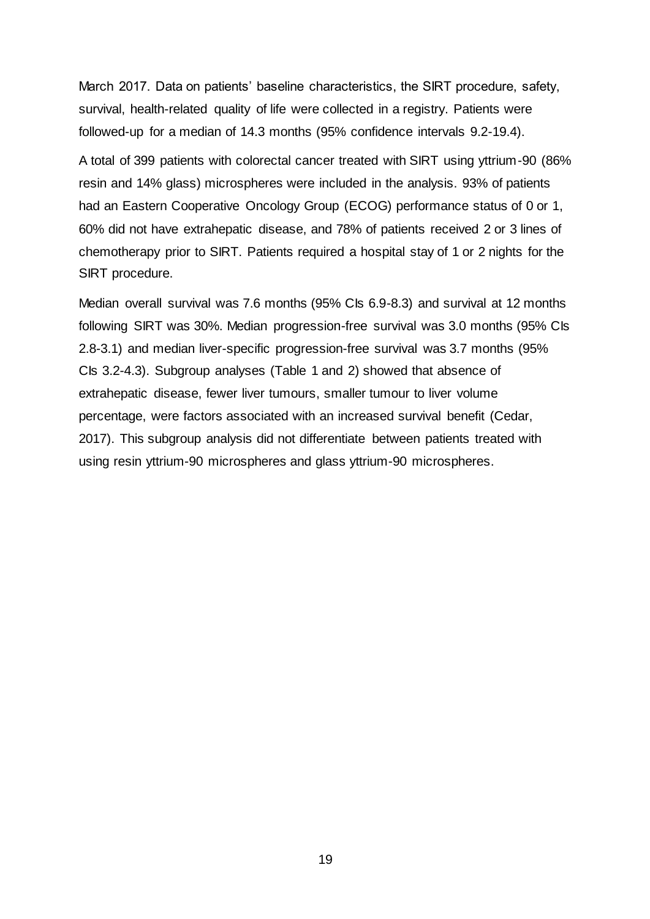March 2017. Data on patients' baseline characteristics, the SIRT procedure, safety, survival, health-related quality of life were collected in a registry. Patients were followed-up for a median of 14.3 months (95% confidence intervals 9.2-19.4).

A total of 399 patients with colorectal cancer treated with SIRT using yttrium-90 (86% resin and 14% glass) microspheres were included in the analysis. 93% of patients had an Eastern Cooperative Oncology Group (ECOG) performance status of 0 or 1, 60% did not have extrahepatic disease, and 78% of patients received 2 or 3 lines of chemotherapy prior to SIRT. Patients required a hospital stay of 1 or 2 nights for the SIRT procedure.

Median overall survival was 7.6 months (95% CIs 6.9-8.3) and survival at 12 months following SIRT was 30%. Median progression-free survival was 3.0 months (95% CIs 2.8-3.1) and median liver-specific progression-free survival was 3.7 months (95% CIs 3.2-4.3). Subgroup analyses (Table 1 and 2) showed that absence of extrahepatic disease, fewer liver tumours, smaller tumour to liver volume percentage, were factors associated with an increased survival benefit (Cedar, 2017). This subgroup analysis did not differentiate between patients treated with using resin yttrium-90 microspheres and glass yttrium-90 microspheres.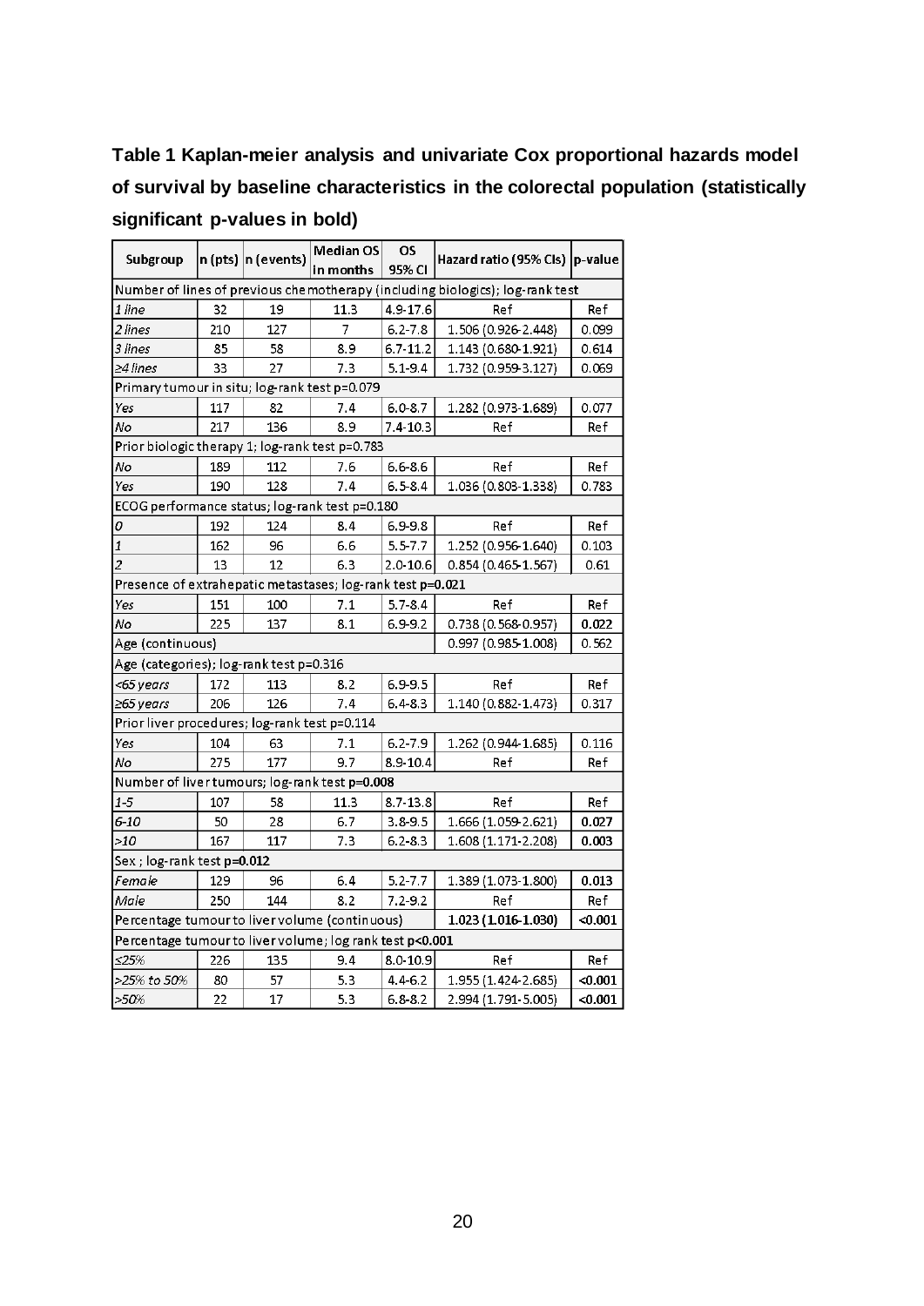**Table 1 Kaplan-meier analysis and univariate Cox proportional hazards model of survival by baseline characteristics in the colorectal population (statistically significant p-values in bold)**

| Subgroup | n (pts) | n (events) | Median OS in months | OS 95% CI | Hazard ratio (95% CIs) | p-value |
|---|---|---|---|---|---|---|
| Number of lines of previous chemotherapy (including biologics); log-rank test | | | | | | |
| *1 line* | 32 | 19 | 11.3 | 4.9-17.6 | Ref | Ref |
| *2 lines* | 210 | 127 | 7 | 6.2-7.8 | 1.506 (0.926-2.448) | 0.099 |
| *3 lines* | 85 | 58 | 8.9 | 6.7-11.2 | 1.143 (0.680-1.921) | 0.614 |
| *≥4 lines* | 33 | 27 | 7.3 | 5.1-9.4 | 1.732 (0.959-3.127) | 0.069 |
| Primary tumour in situ; log-rank test p=0.079 | | | | | | |
| *Yes* | 117 | 82 | 7.4 | 6.0-8.7 | 1.282 (0.973-1.689) | 0.077 |
| *No* | 217 | 136 | 8.9 | 7.4-10.3 | Ref | Ref |
| Prior biologic therapy 1; log-rank test p=0.783 | | | | | | |
| *No* | 189 | 112 | 7.6 | 6.6-8.6 | Ref | Ref |
| *Yes* | 190 | 128 | 7.4 | 6.5-8.4 | 1.036 (0.803-1.338) | 0.783 |
| ECOG performance status; log-rank test p=0.180 | | | | | | |
| *0* | 192 | 124 | 8.4 | 6.9-9.8 | Ref | Ref |
| *1* | 162 | 96 | 6.6 | 5.5-7.7 | 1.252 (0.956-1.640) | 0.103 |
| *2* | 13 | 12 | 6.3 | 2.0-10.6 | 0.854 (0.465-1.567) | 0.61 |
| Presence of extrahepatic metastases; log-rank test p=0.021 | | | | | | |
| *Yes* | 151 | 100 | 7.1 | 5.7-8.4 | Ref | Ref |
| *No* | 225 | 137 | 8.1 | 6.9-9.2 | 0.738 (0.568-0.957) | **0.022** |
| Age (continuous) | | | | | 0.997 (0.985-1.008) | 0.562 |
| Age (categories); log-rank test p=0.316 | | | | | | |
| *<65 years* | 172 | 113 | 8.2 | 6.9-9.5 | Ref | Ref |
| *≥65 years* | 206 | 126 | 7.4 | 6.4-8.3 | 1.140 (0.882-1.473) | 0.317 |
| Prior liver procedures; log-rank test p=0.114 | | | | | | |
| *Yes* | 104 | 63 | 7.1 | 6.2-7.9 | 1.262 (0.944-1.685) | 0.116 |
| *No* | 275 | 177 | 9.7 | 8.9-10.4 | Ref | Ref |
| Number of liver tumours; log-rank test p=**0.008** | | | | | | |
| *1-5* | 107 | 58 | 11.3 | 8.7-13.8 | Ref | Ref |
| *6-10* | 50 | 28 | 6.7 | 3.8-9.5 | 1.666 (1.059-2.621) | **0.027** |
| *>10* | 167 | 117 | 7.3 | 6.2-8.3 | 1.608 (1.171-2.208) | **0.003** |
| Sex ; log-rank test p=**0.012** | | | | | | |
| *Female* | 129 | 96 | 6.4 | 5.2-7.7 | 1.389 (1.073-1.800) | **0.013** |
| *Male* | 250 | 144 | 8.2 | 7.2-9.2 | Ref | Ref |
| Percentage tumour to liver volume (continuous) | | | | | **1.023 (1.016-1.030)** | **<0.001** |
| Percentage tumour to liver volume; log rank test **p<0.001** | | | | | | |
| *≤25%* | 226 | 135 | 9.4 | 8.0-10.9 | Ref | Ref |
| *>25% to 50%* | 80 | 57 | 5.3 | 4.4-6.2 | 1.955 (1.424-2.685) | **<0.001** |
| *>50%* | 22 | 17 | 5.3 | 6.8-8.2 | 2.994 (1.791-5.005) | **<0.001** |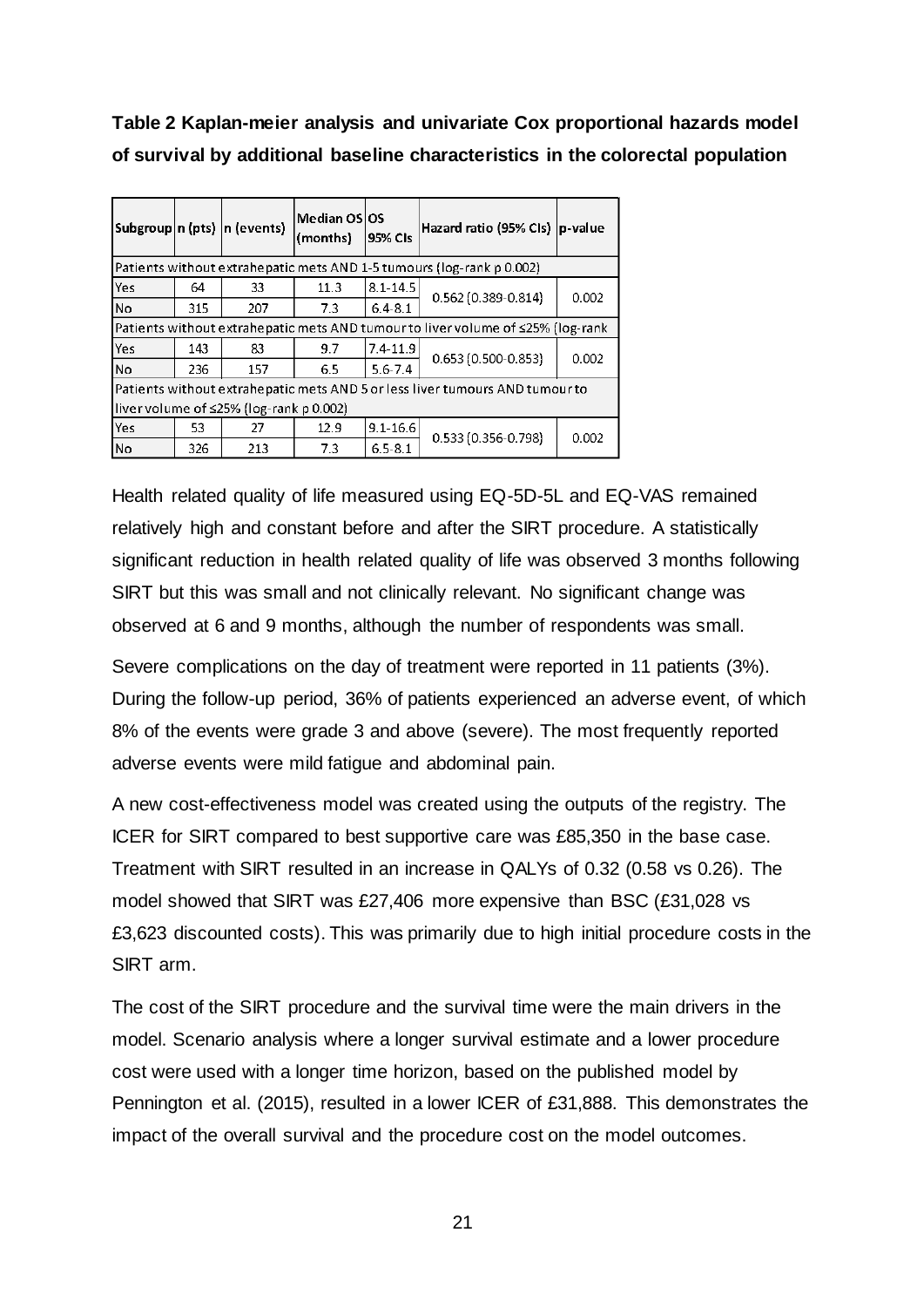**Table 2 Kaplan-meier analysis and univariate Cox proportional hazards model of survival by additional baseline characteristics in the colorectal population**

| Subgroup | n (pts) | n (events) | Median OS (months) | OS 95% CIs | Hazard ratio (95% CIs) | p-value |
|---|---|---|---|---|---|---|
| Patients without extrahepatic mets AND 1-5 tumours (log-rank p 0.002) | | | | | | |
| Yes | 64 | 33 | 11.3 | 8.1-14.5 | 0.562 (0.389-0.814) | 0.002 |
| No | 315 | 207 | 7.3 | 6.4-8.1 | | |
| Patients without extrahepatic mets AND tumour to liver volume of ≤25% (log-rank | | | | | | |
| Yes | 143 | 83 | 9.7 | 7.4-11.9 | 0.653 (0.500-0.853) | 0.002 |
| No | 236 | 157 | 6.5 | 5.6-7.4 | | |
| Patients without extrahepatic mets AND 5 or less liver tumours AND tumour to liver volume of ≤25% (log-rank p 0.002) | | | | | | |
| Yes | 53 | 27 | 12.9 | 9.1-16.6 | 0.533 (0.356-0.798) | 0.002 |
| No | 326 | 213 | 7.3 | 6.5-8.1 | | |

Health related quality of life measured using EQ-5D-5L and EQ-VAS remained relatively high and constant before and after the SIRT procedure. A statistically significant reduction in health related quality of life was observed 3 months following SIRT but this was small and not clinically relevant. No significant change was observed at 6 and 9 months, although the number of respondents was small.

Severe complications on the day of treatment were reported in 11 patients (3%). During the follow-up period, 36% of patients experienced an adverse event, of which 8% of the events were grade 3 and above (severe). The most frequently reported adverse events were mild fatigue and abdominal pain.

A new cost-effectiveness model was created using the outputs of the registry. The ICER for SIRT compared to best supportive care was £85,350 in the base case. Treatment with SIRT resulted in an increase in QALYs of 0.32 (0.58 vs 0.26). The model showed that SIRT was £27,406 more expensive than BSC (£31,028 vs £3,623 discounted costs). This was primarily due to high initial procedure costs in the SIRT arm.

The cost of the SIRT procedure and the survival time were the main drivers in the model. Scenario analysis where a longer survival estimate and a lower procedure cost were used with a longer time horizon, based on the published model by Pennington et al. (2015), resulted in a lower ICER of £31,888. This demonstrates the impact of the overall survival and the procedure cost on the model outcomes.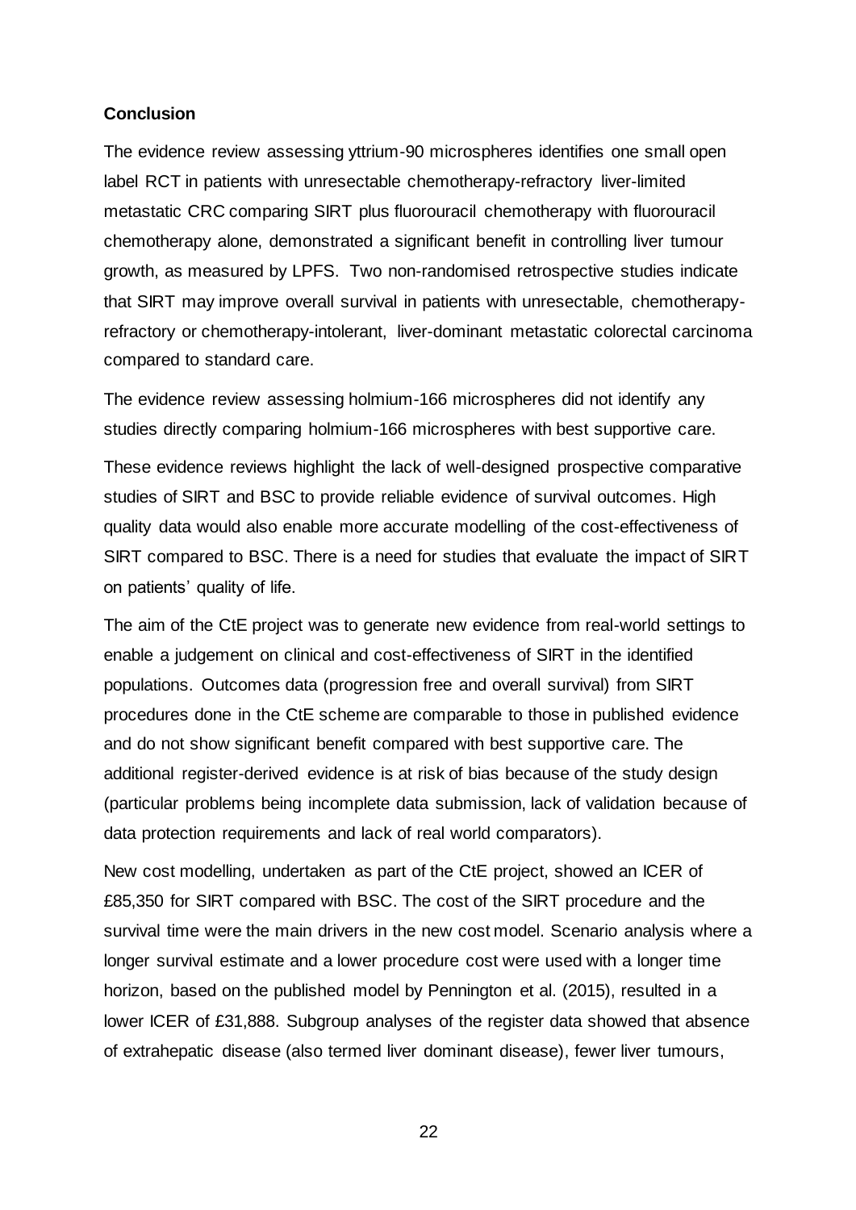**Conclusion**

The evidence review assessing yttrium-90 microspheres identifies one small open label RCT in patients with unresectable chemotherapy-refractory liver-limited metastatic CRC comparing SIRT plus fluorouracil chemotherapy with fluorouracil chemotherapy alone, demonstrated a significant benefit in controlling liver tumour growth, as measured by LPFS. Two non-randomised retrospective studies indicate that SIRT may improve overall survival in patients with unresectable, chemotherapy-refractory or chemotherapy-intolerant, liver-dominant metastatic colorectal carcinoma compared to standard care.

The evidence review assessing holmium-166 microspheres did not identify any studies directly comparing holmium-166 microspheres with best supportive care.

These evidence reviews highlight the lack of well-designed prospective comparative studies of SIRT and BSC to provide reliable evidence of survival outcomes. High quality data would also enable more accurate modelling of the cost-effectiveness of SIRT compared to BSC. There is a need for studies that evaluate the impact of SIRT on patients' quality of life.

The aim of the CtE project was to generate new evidence from real-world settings to enable a judgement on clinical and cost-effectiveness of SIRT in the identified populations. Outcomes data (progression free and overall survival) from SIRT procedures done in the CtE scheme are comparable to those in published evidence and do not show significant benefit compared with best supportive care. The additional register-derived evidence is at risk of bias because of the study design (particular problems being incomplete data submission, lack of validation because of data protection requirements and lack of real world comparators).

New cost modelling, undertaken as part of the CtE project, showed an ICER of £85,350 for SIRT compared with BSC. The cost of the SIRT procedure and the survival time were the main drivers in the new cost model. Scenario analysis where a longer survival estimate and a lower procedure cost were used with a longer time horizon, based on the published model by Pennington et al. (2015), resulted in a lower ICER of £31,888. Subgroup analyses of the register data showed that absence of extrahepatic disease (also termed liver dominant disease), fewer liver tumours,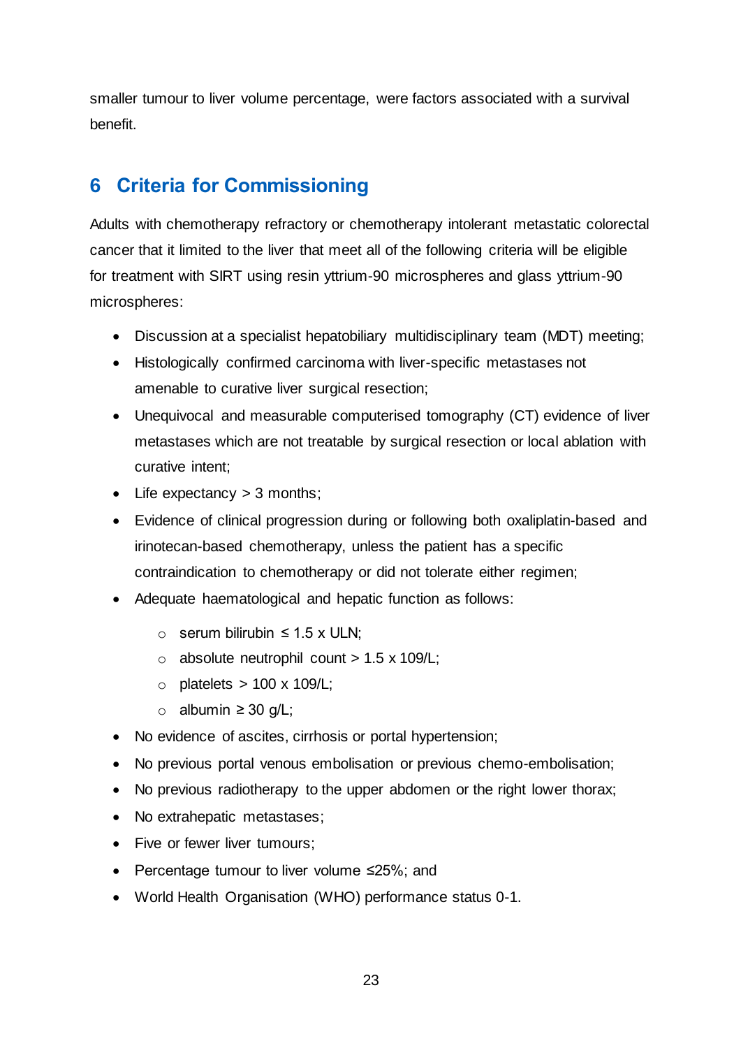smaller tumour to liver volume percentage, were factors associated with a survival benefit.

# 6 Criteria for Commissioning

Adults with chemotherapy refractory or chemotherapy intolerant metastatic colorectal cancer that it limited to the liver that meet all of the following criteria will be eligible for treatment with SIRT using resin yttrium-90 microspheres and glass yttrium-90 microspheres:

- Discussion at a specialist hepatobiliary multidisciplinary team (MDT) meeting;
- Histologically confirmed carcinoma with liver-specific metastases not amenable to curative liver surgical resection;
- Unequivocal and measurable computerised tomography (CT) evidence of liver metastases which are not treatable by surgical resection or local ablation with curative intent;
- Life expectancy > 3 months;
- Evidence of clinical progression during or following both oxaliplatin-based and irinotecan-based chemotherapy, unless the patient has a specific contraindication to chemotherapy or did not tolerate either regimen;
- Adequate haematological and hepatic function as follows:
    - serum bilirubin ≤ 1.5 x ULN;
    - absolute neutrophil count > 1.5 x 109/L;
    - platelets > 100 x 109/L;
    - albumin ≥ 30 g/L;
- No evidence of ascites, cirrhosis or portal hypertension;
- No previous portal venous embolisation or previous chemo-embolisation;
- No previous radiotherapy to the upper abdomen or the right lower thorax;
- No extrahepatic metastases;
- Five or fewer liver tumours;
- Percentage tumour to liver volume ≤25%; and
- World Health Organisation (WHO) performance status 0-1.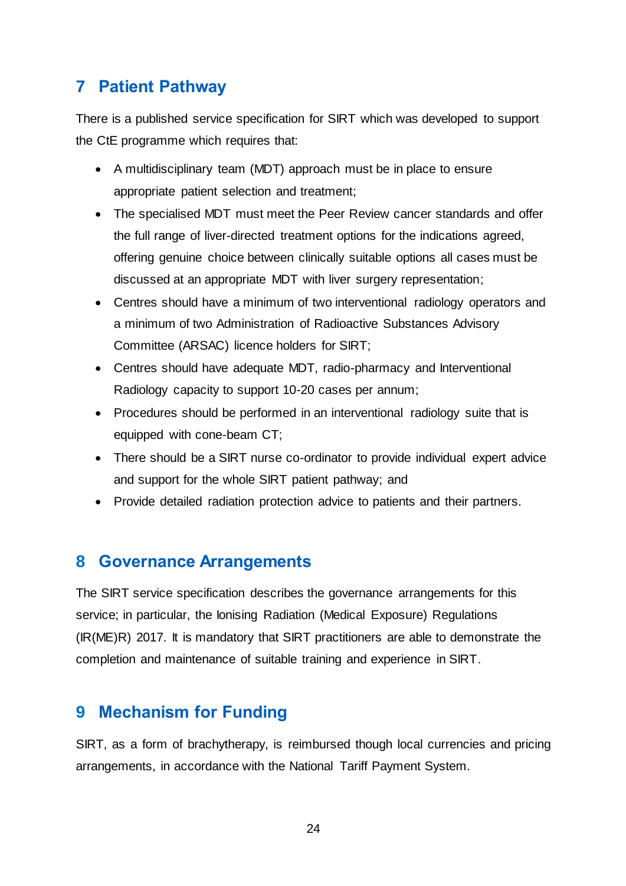## 7 Patient Pathway

There is a published service specification for SIRT which was developed to support the CtE programme which requires that:

- A multidisciplinary team (MDT) approach must be in place to ensure appropriate patient selection and treatment;
- The specialised MDT must meet the Peer Review cancer standards and offer the full range of liver-directed treatment options for the indications agreed, offering genuine choice between clinically suitable options all cases must be discussed at an appropriate MDT with liver surgery representation;
- Centres should have a minimum of two interventional radiology operators and a minimum of two Administration of Radioactive Substances Advisory Committee (ARSAC) licence holders for SIRT;
- Centres should have adequate MDT, radio-pharmacy and Interventional Radiology capacity to support 10-20 cases per annum;
- Procedures should be performed in an interventional radiology suite that is equipped with cone-beam CT;
- There should be a SIRT nurse co-ordinator to provide individual expert advice and support for the whole SIRT patient pathway; and
- Provide detailed radiation protection advice to patients and their partners.

## 8 Governance Arrangements

The SIRT service specification describes the governance arrangements for this service; in particular, the Ionising Radiation (Medical Exposure) Regulations (IR(ME)R) 2017. It is mandatory that SIRT practitioners are able to demonstrate the completion and maintenance of suitable training and experience in SIRT.

## 9 Mechanism for Funding

SIRT, as a form of brachytherapy, is reimbursed though local currencies and pricing arrangements, in accordance with the National Tariff Payment System.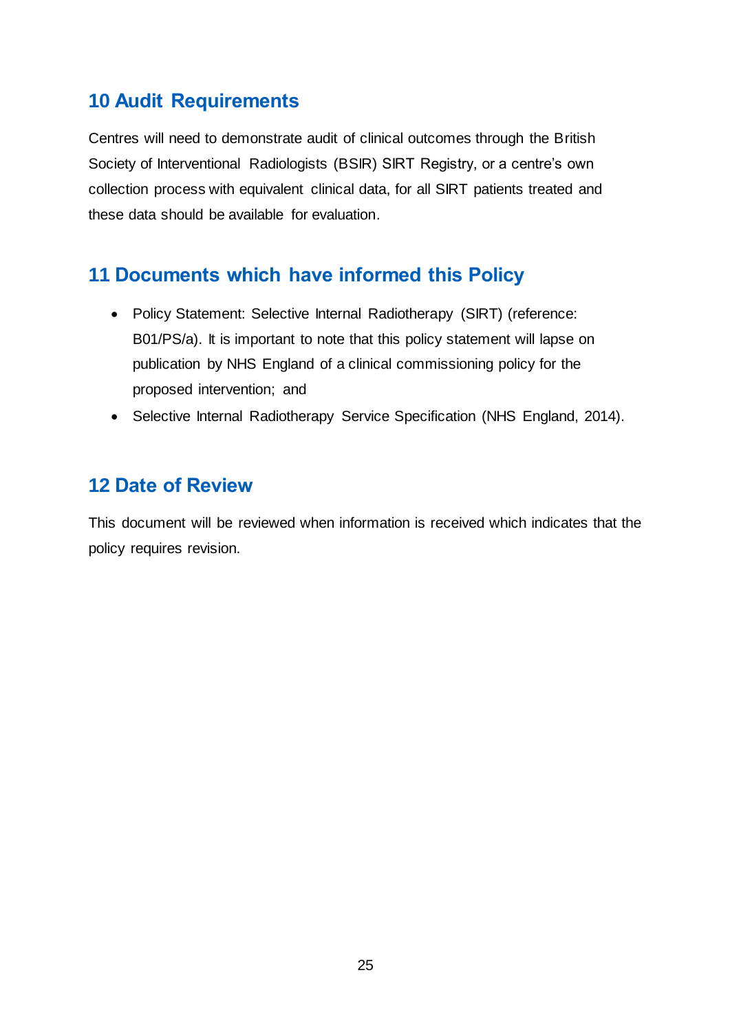## 10 Audit Requirements

Centres will need to demonstrate audit of clinical outcomes through the British Society of Interventional Radiologists (BSIR) SIRT Registry, or a centre's own collection process with equivalent clinical data, for all SIRT patients treated and these data should be available for evaluation.

## 11 Documents which have informed this Policy

- Policy Statement: Selective Internal Radiotherapy (SIRT) (reference: B01/PS/a). It is important to note that this policy statement will lapse on publication by NHS England of a clinical commissioning policy for the proposed intervention; and
- Selective Internal Radiotherapy Service Specification (NHS England, 2014).

## 12 Date of Review

This document will be reviewed when information is received which indicates that the policy requires revision.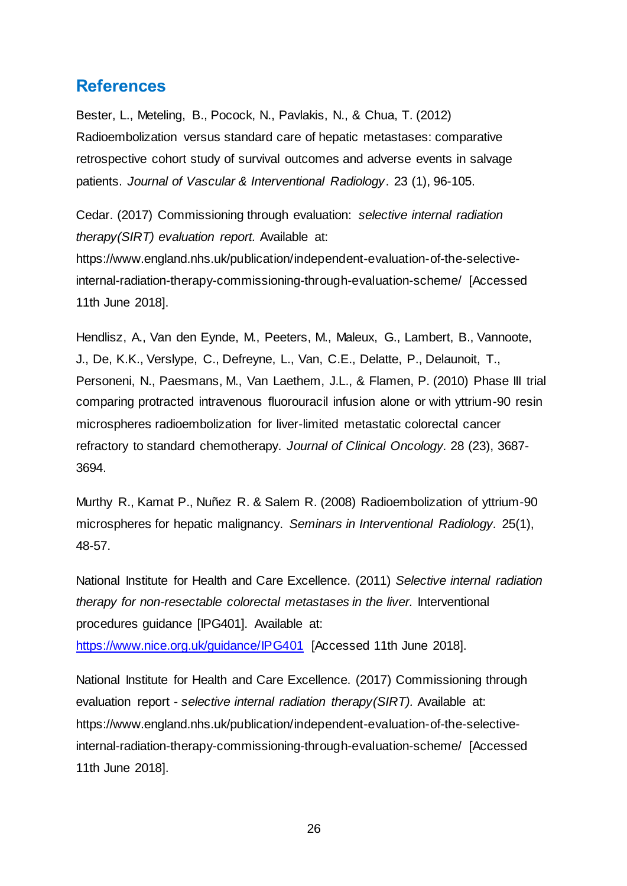## References

Bester, L., Meteling, B., Pocock, N., Pavlakis, N., & Chua, T. (2012) Radioembolization versus standard care of hepatic metastases: comparative retrospective cohort study of survival outcomes and adverse events in salvage patients. *Journal of Vascular & Interventional Radiology*. 23 (1), 96-105.

Cedar. (2017) Commissioning through evaluation: *selective internal radiation therapy(SIRT) evaluation report.* Available at: https://www.england.nhs.uk/publication/independent-evaluation-of-the-selective-internal-radiation-therapy-commissioning-through-evaluation-scheme/ [Accessed 11th June 2018].

Hendlisz, A., Van den Eynde, M., Peeters, M., Maleux, G., Lambert, B., Vannoote, J., De, K.K., Verslype, C., Defreyne, L., Van, C.E., Delatte, P., Delaunoit, T., Personeni, N., Paesmans, M., Van Laethem, J.L., & Flamen, P. (2010) Phase III trial comparing protracted intravenous fluorouracil infusion alone or with yttrium-90 resin microspheres radioembolization for liver-limited metastatic colorectal cancer refractory to standard chemotherapy. *Journal of Clinical Oncology.* 28 (23), 3687-3694.

Murthy R., Kamat P., Nuñez R. & Salem R. (2008) Radioembolization of yttrium-90 microspheres for hepatic malignancy. *Seminars in Interventional Radiology.* 25(1), 48-57.

National Institute for Health and Care Excellence. (2011) *Selective internal radiation therapy for non-resectable colorectal metastases in the liver.* Interventional procedures guidance [IPG401]. Available at: [https://www.nice.org.uk/guidance/IPG401](https://www.nice.org.uk/guidance/IPG401) [Accessed 11th June 2018].

National Institute for Health and Care Excellence. (2017) Commissioning through evaluation report - *selective internal radiation therapy(SIRT).* Available at: https://www.england.nhs.uk/publication/independent-evaluation-of-the-selective-internal-radiation-therapy-commissioning-through-evaluation-scheme/ [Accessed 11th June 2018].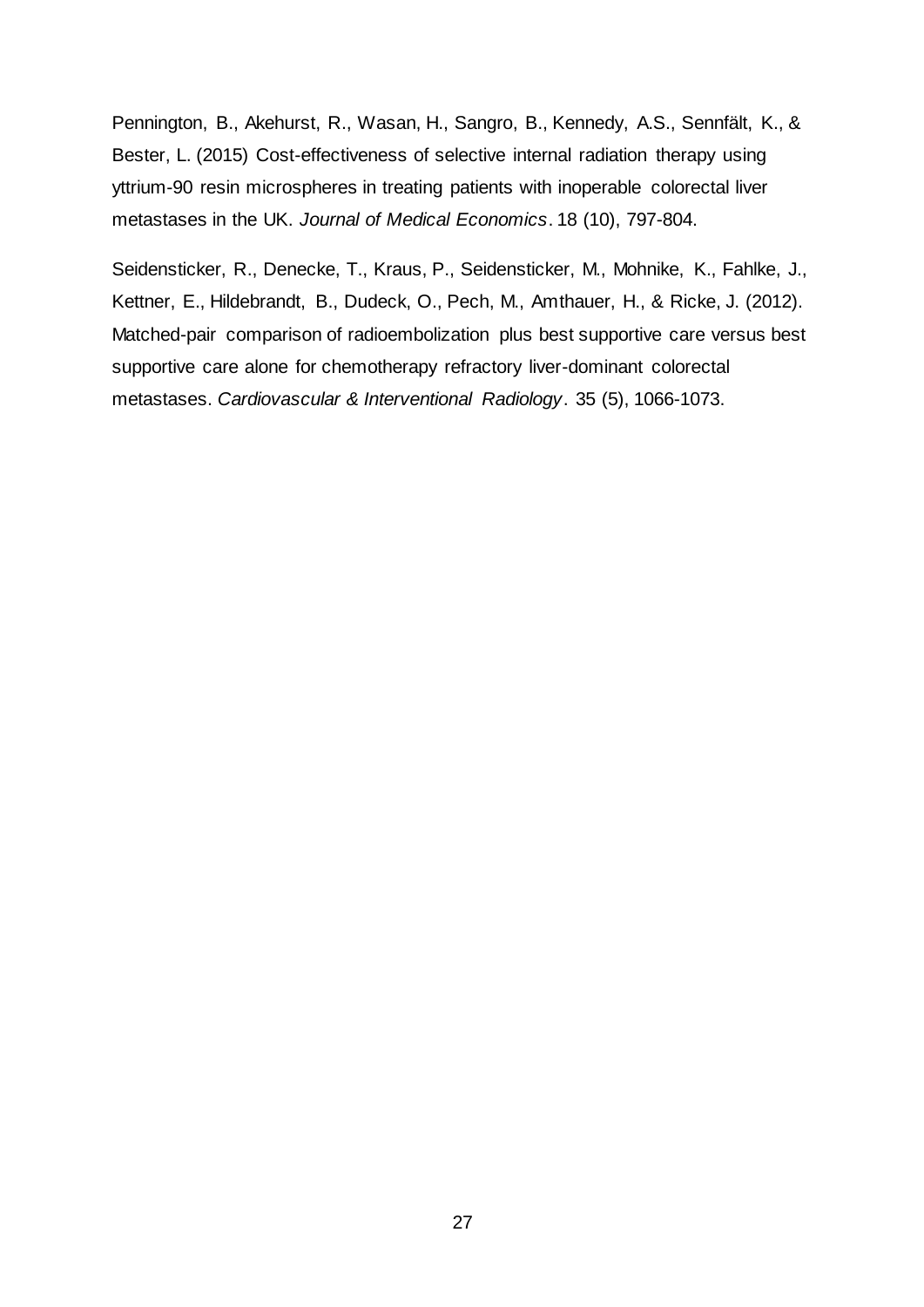Pennington, B., Akehurst, R., Wasan, H., Sangro, B., Kennedy, A.S., Sennfält, K., & Bester, L. (2015) Cost-effectiveness of selective internal radiation therapy using yttrium-90 resin microspheres in treating patients with inoperable colorectal liver metastases in the UK. *Journal of Medical Economics*. 18 (10), 797-804.

Seidensticker, R., Denecke, T., Kraus, P., Seidensticker, M., Mohnike, K., Fahlke, J., Kettner, E., Hildebrandt, B., Dudeck, O., Pech, M., Amthauer, H., & Ricke, J. (2012). Matched-pair comparison of radioembolization plus best supportive care versus best supportive care alone for chemotherapy refractory liver-dominant colorectal metastases. *Cardiovascular & Interventional Radiology*. 35 (5), 1066-1073.